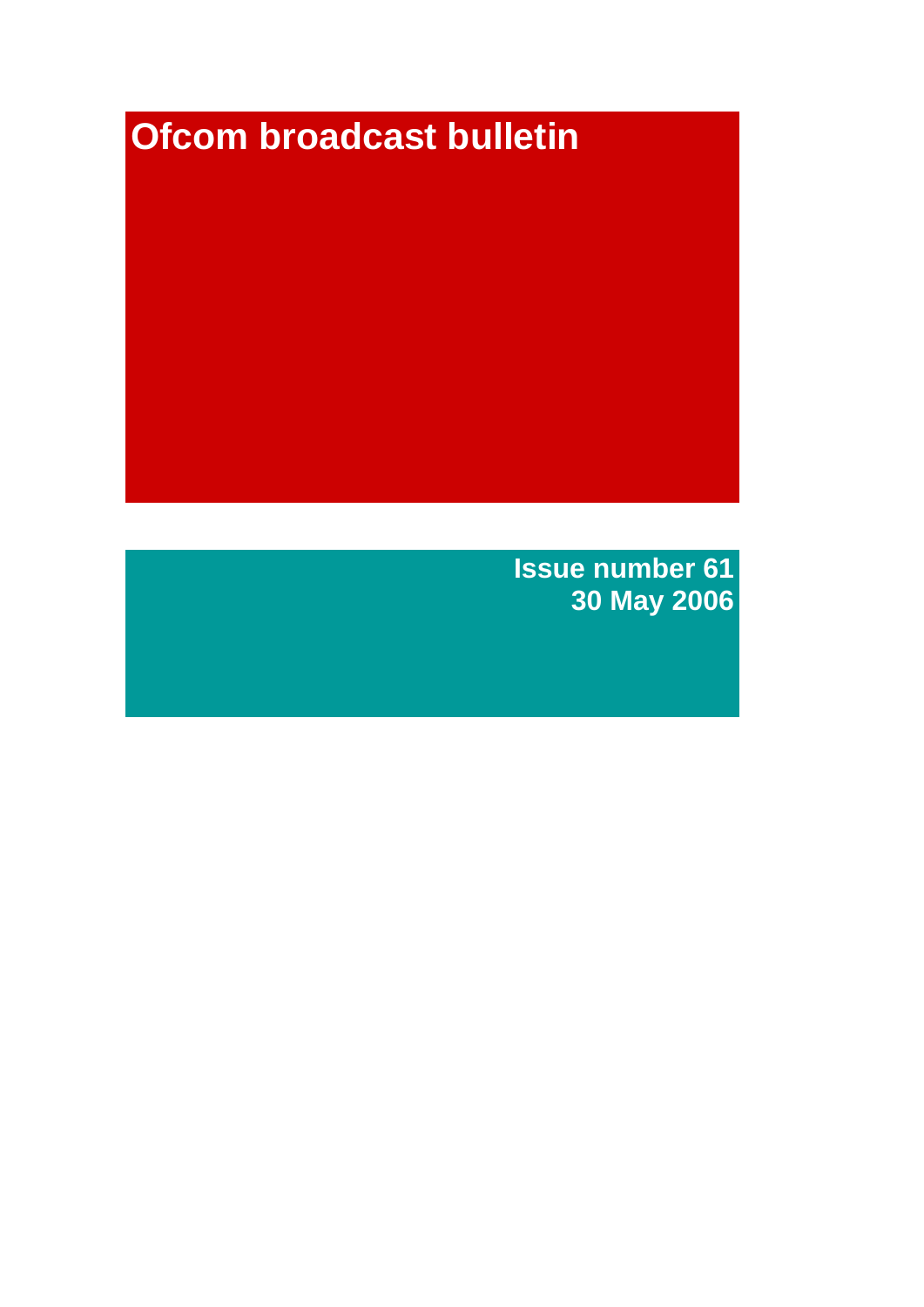# Ofcom broadcast bulletin

**Issue number 61**
**30 May 2006**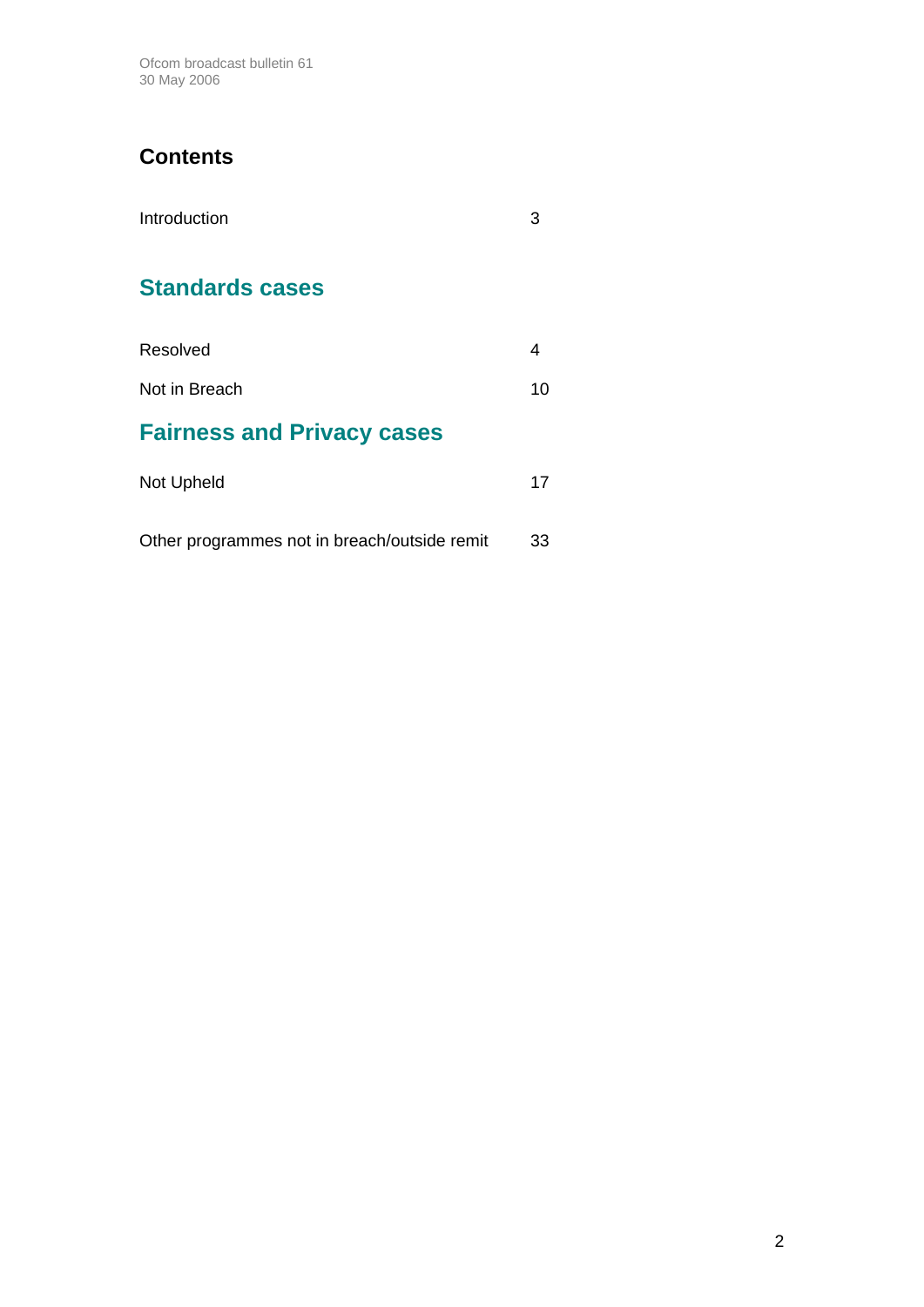# Contents

| | |
|---|---|
| Introduction | 3 |

## Standards cases

| | |
|---|---|
| Resolved | 4 |
| Not in Breach | 10 |

## Fairness and Privacy cases

| | |
|---|---|
| Not Upheld | 17 |
| Other programmes not in breach/outside remit | 33 |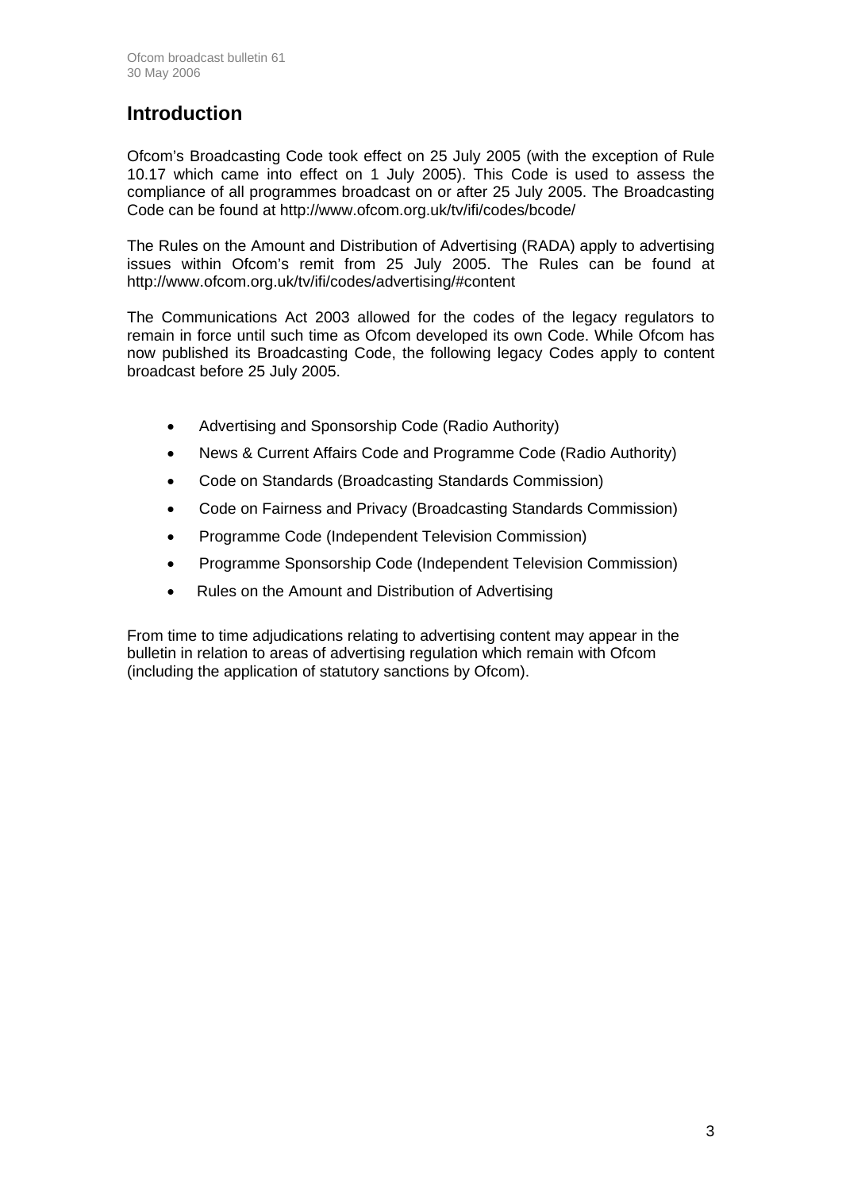# Introduction

Ofcom's Broadcasting Code took effect on 25 July 2005 (with the exception of Rule 10.17 which came into effect on 1 July 2005). This Code is used to assess the compliance of all programmes broadcast on or after 25 July 2005. The Broadcasting Code can be found at http://www.ofcom.org.uk/tv/ifi/codes/bcode/

The Rules on the Amount and Distribution of Advertising (RADA) apply to advertising issues within Ofcom's remit from 25 July 2005. The Rules can be found at http://www.ofcom.org.uk/tv/ifi/codes/advertising/#content

The Communications Act 2003 allowed for the codes of the legacy regulators to remain in force until such time as Ofcom developed its own Code. While Ofcom has now published its Broadcasting Code, the following legacy Codes apply to content broadcast before 25 July 2005.

- Advertising and Sponsorship Code (Radio Authority)
- News & Current Affairs Code and Programme Code (Radio Authority)
- Code on Standards (Broadcasting Standards Commission)
- Code on Fairness and Privacy (Broadcasting Standards Commission)
- Programme Code (Independent Television Commission)
- Programme Sponsorship Code (Independent Television Commission)
- Rules on the Amount and Distribution of Advertising

From time to time adjudications relating to advertising content may appear in the bulletin in relation to areas of advertising regulation which remain with Ofcom (including the application of statutory sanctions by Ofcom).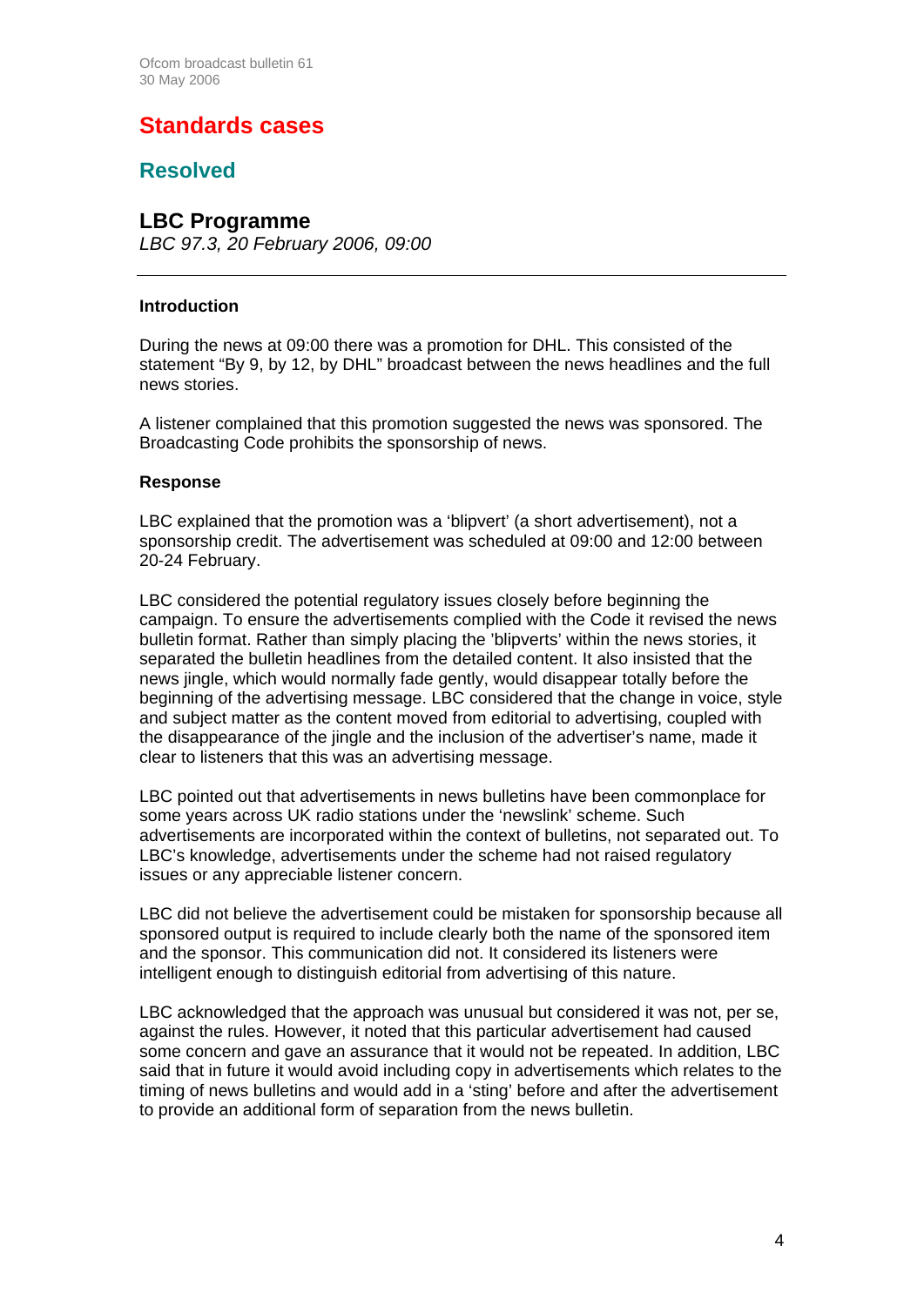# Standards cases

## Resolved

### LBC Programme

*LBC 97.3, 20 February 2006, 09:00*

---

**Introduction**

During the news at 09:00 there was a promotion for DHL. This consisted of the statement "By 9, by 12, by DHL" broadcast between the news headlines and the full news stories.

A listener complained that this promotion suggested the news was sponsored. The Broadcasting Code prohibits the sponsorship of news.

**Response**

LBC explained that the promotion was a 'blipvert' (a short advertisement), not a sponsorship credit. The advertisement was scheduled at 09:00 and 12:00 between 20-24 February.

LBC considered the potential regulatory issues closely before beginning the campaign. To ensure the advertisements complied with the Code it revised the news bulletin format. Rather than simply placing the 'blipverts' within the news stories, it separated the bulletin headlines from the detailed content. It also insisted that the news jingle, which would normally fade gently, would disappear totally before the beginning of the advertising message. LBC considered that the change in voice, style and subject matter as the content moved from editorial to advertising, coupled with the disappearance of the jingle and the inclusion of the advertiser's name, made it clear to listeners that this was an advertising message.

LBC pointed out that advertisements in news bulletins have been commonplace for some years across UK radio stations under the 'newslink' scheme. Such advertisements are incorporated within the context of bulletins, not separated out. To LBC's knowledge, advertisements under the scheme had not raised regulatory issues or any appreciable listener concern.

LBC did not believe the advertisement could be mistaken for sponsorship because all sponsored output is required to include clearly both the name of the sponsored item and the sponsor. This communication did not. It considered its listeners were intelligent enough to distinguish editorial from advertising of this nature.

LBC acknowledged that the approach was unusual but considered it was not, per se, against the rules. However, it noted that this particular advertisement had caused some concern and gave an assurance that it would not be repeated. In addition, LBC said that in future it would avoid including copy in advertisements which relates to the timing of news bulletins and would add in a 'sting' before and after the advertisement to provide an additional form of separation from the news bulletin.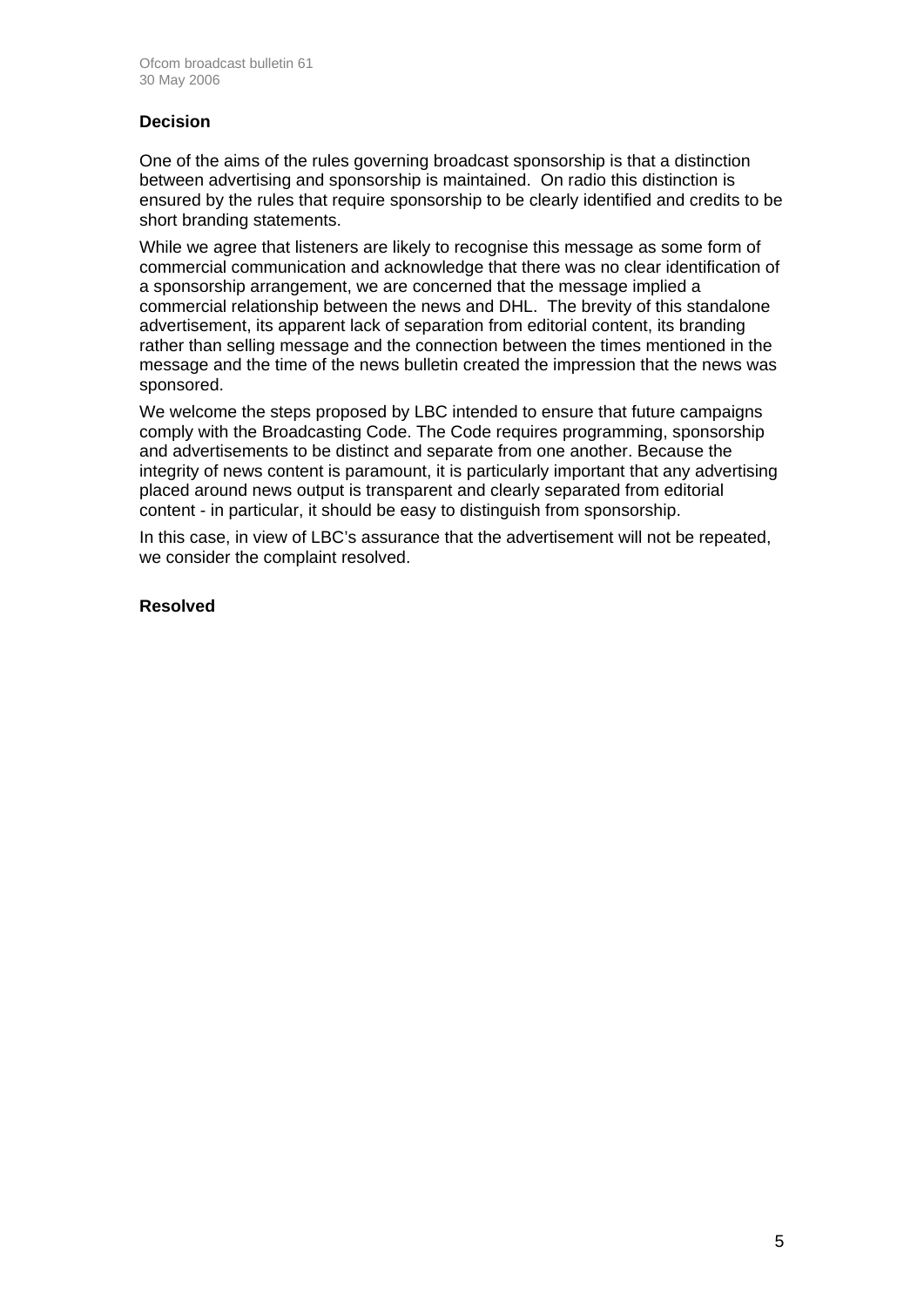### Decision

One of the aims of the rules governing broadcast sponsorship is that a distinction between advertising and sponsorship is maintained. On radio this distinction is ensured by the rules that require sponsorship to be clearly identified and credits to be short branding statements.

While we agree that listeners are likely to recognise this message as some form of commercial communication and acknowledge that there was no clear identification of a sponsorship arrangement, we are concerned that the message implied a commercial relationship between the news and DHL. The brevity of this standalone advertisement, its apparent lack of separation from editorial content, its branding rather than selling message and the connection between the times mentioned in the message and the time of the news bulletin created the impression that the news was sponsored.

We welcome the steps proposed by LBC intended to ensure that future campaigns comply with the Broadcasting Code. The Code requires programming, sponsorship and advertisements to be distinct and separate from one another. Because the integrity of news content is paramount, it is particularly important that any advertising placed around news output is transparent and clearly separated from editorial content - in particular, it should be easy to distinguish from sponsorship.

In this case, in view of LBC's assurance that the advertisement will not be repeated, we consider the complaint resolved.

### Resolved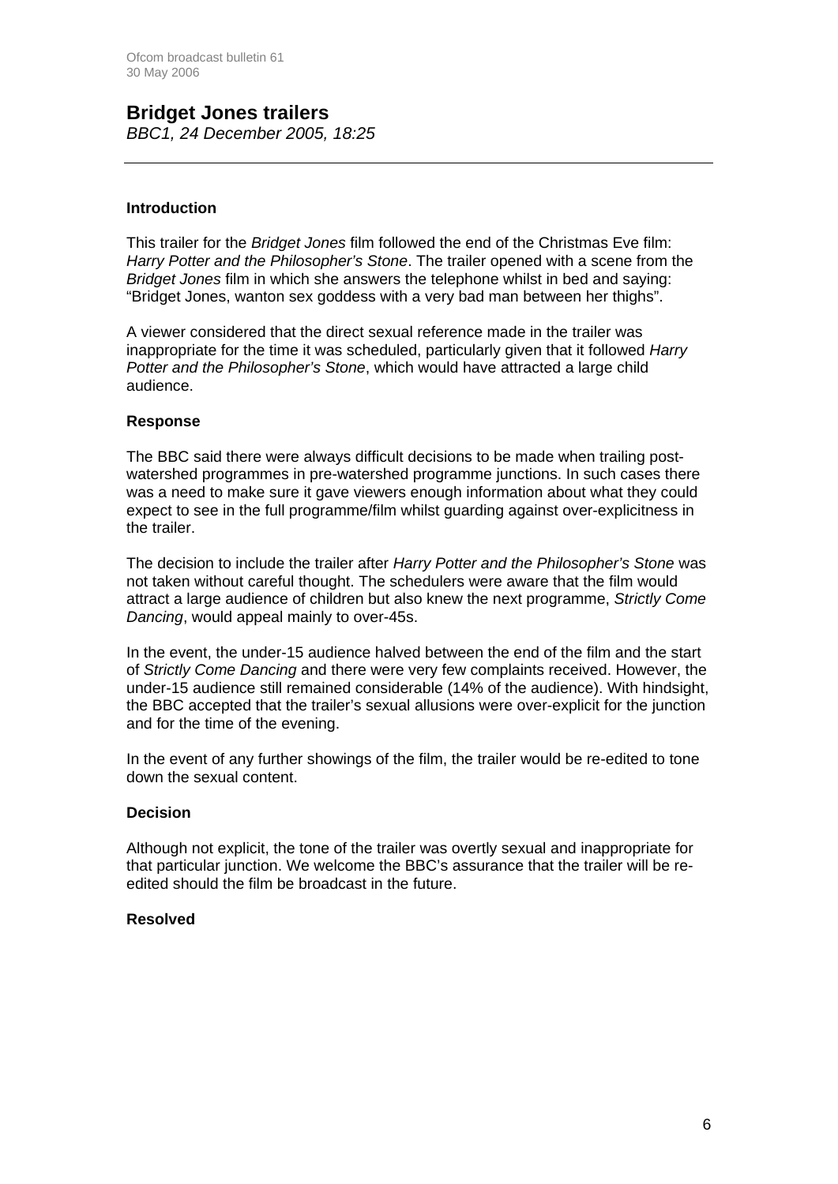## Bridget Jones trailers

*BBC1, 24 December 2005, 18:25*

---

### Introduction

This trailer for the *Bridget Jones* film followed the end of the Christmas Eve film: *Harry Potter and the Philosopher's Stone*. The trailer opened with a scene from the *Bridget Jones* film in which she answers the telephone whilst in bed and saying: "Bridget Jones, wanton sex goddess with a very bad man between her thighs".

A viewer considered that the direct sexual reference made in the trailer was inappropriate for the time it was scheduled, particularly given that it followed *Harry Potter and the Philosopher's Stone*, which would have attracted a large child audience.

### Response

The BBC said there were always difficult decisions to be made when trailing post-watershed programmes in pre-watershed programme junctions. In such cases there was a need to make sure it gave viewers enough information about what they could expect to see in the full programme/film whilst guarding against over-explicitness in the trailer.

The decision to include the trailer after *Harry Potter and the Philosopher's Stone* was not taken without careful thought. The schedulers were aware that the film would attract a large audience of children but also knew the next programme, *Strictly Come Dancing*, would appeal mainly to over-45s.

In the event, the under-15 audience halved between the end of the film and the start of *Strictly Come Dancing* and there were very few complaints received. However, the under-15 audience still remained considerable (14% of the audience). With hindsight, the BBC accepted that the trailer's sexual allusions were over-explicit for the junction and for the time of the evening.

In the event of any further showings of the film, the trailer would be re-edited to tone down the sexual content.

### Decision

Although not explicit, the tone of the trailer was overtly sexual and inappropriate for that particular junction. We welcome the BBC's assurance that the trailer will be re-edited should the film be broadcast in the future.

### Resolved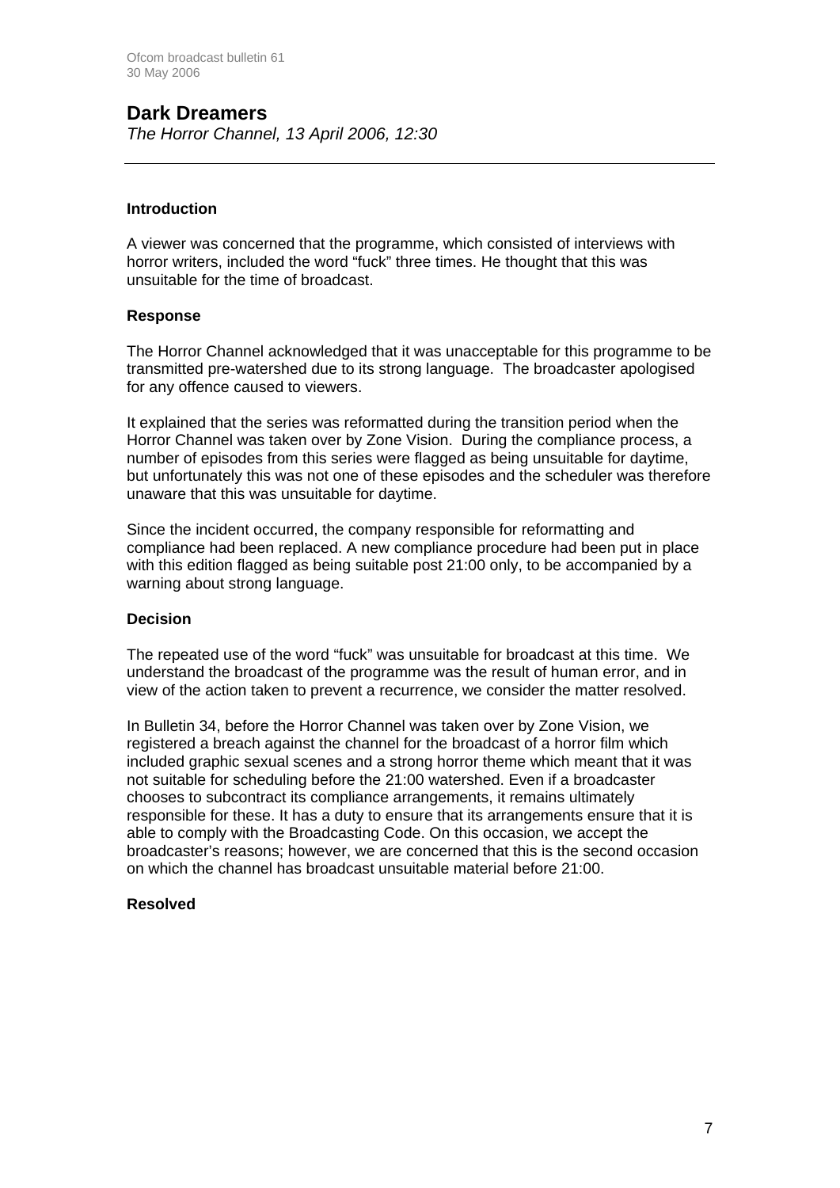## Dark Dreamers

*The Horror Channel, 13 April 2006, 12:30*

---

### Introduction

A viewer was concerned that the programme, which consisted of interviews with horror writers, included the word "fuck" three times. He thought that this was unsuitable for the time of broadcast.

### Response

The Horror Channel acknowledged that it was unacceptable for this programme to be transmitted pre-watershed due to its strong language. The broadcaster apologised for any offence caused to viewers.

It explained that the series was reformatted during the transition period when the Horror Channel was taken over by Zone Vision. During the compliance process, a number of episodes from this series were flagged as being unsuitable for daytime, but unfortunately this was not one of these episodes and the scheduler was therefore unaware that this was unsuitable for daytime.

Since the incident occurred, the company responsible for reformatting and compliance had been replaced. A new compliance procedure had been put in place with this edition flagged as being suitable post 21:00 only, to be accompanied by a warning about strong language.

### Decision

The repeated use of the word "fuck" was unsuitable for broadcast at this time. We understand the broadcast of the programme was the result of human error, and in view of the action taken to prevent a recurrence, we consider the matter resolved.

In Bulletin 34, before the Horror Channel was taken over by Zone Vision, we registered a breach against the channel for the broadcast of a horror film which included graphic sexual scenes and a strong horror theme which meant that it was not suitable for scheduling before the 21:00 watershed. Even if a broadcaster chooses to subcontract its compliance arrangements, it remains ultimately responsible for these. It has a duty to ensure that its arrangements ensure that it is able to comply with the Broadcasting Code. On this occasion, we accept the broadcaster's reasons; however, we are concerned that this is the second occasion on which the channel has broadcast unsuitable material before 21:00.

### Resolved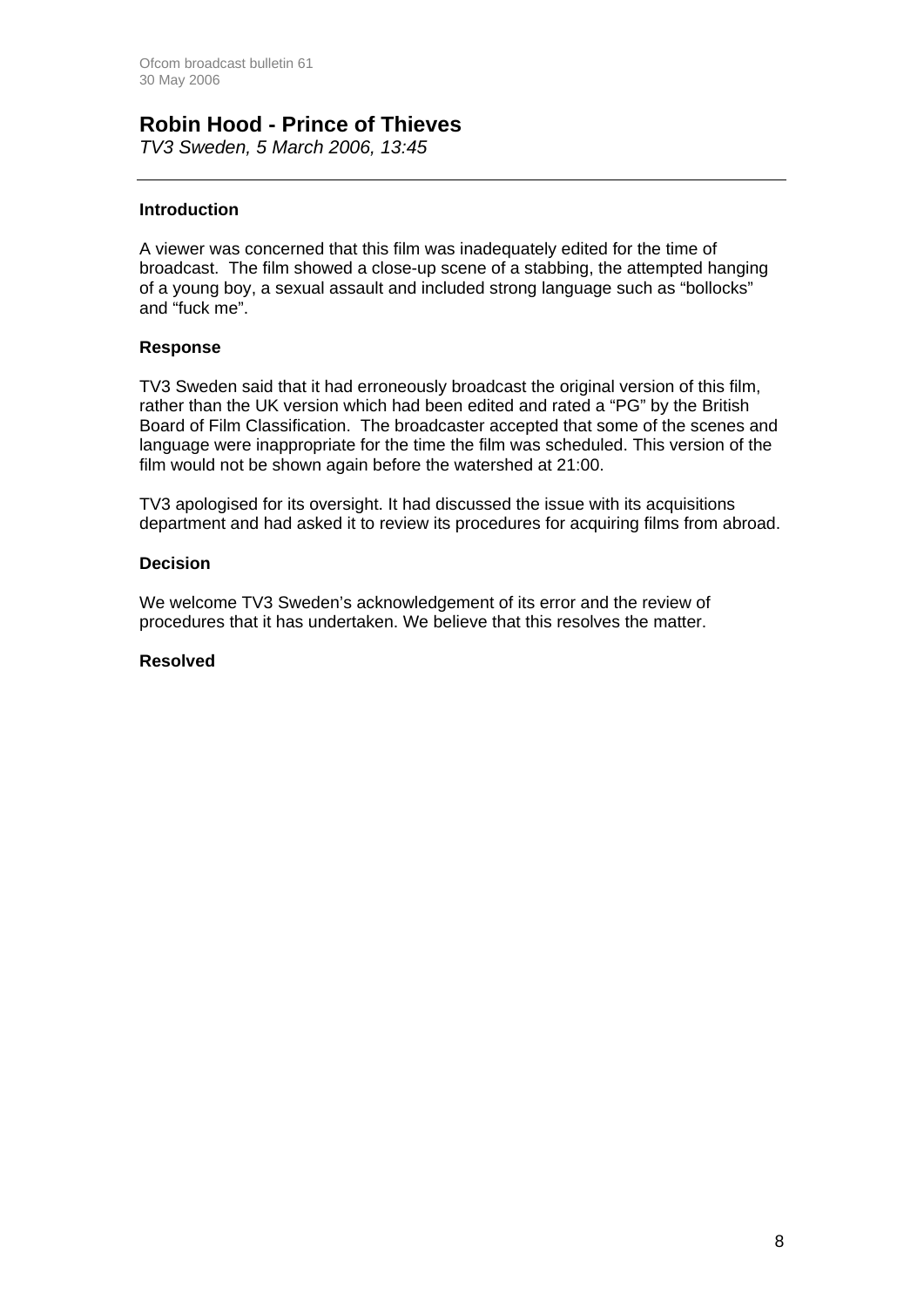## Robin Hood - Prince of Thieves

*TV3 Sweden, 5 March 2006, 13:45*

---

**Introduction**

A viewer was concerned that this film was inadequately edited for the time of broadcast. The film showed a close-up scene of a stabbing, the attempted hanging of a young boy, a sexual assault and included strong language such as "bollocks" and "fuck me".

**Response**

TV3 Sweden said that it had erroneously broadcast the original version of this film, rather than the UK version which had been edited and rated a "PG" by the British Board of Film Classification. The broadcaster accepted that some of the scenes and language were inappropriate for the time the film was scheduled. This version of the film would not be shown again before the watershed at 21:00.

TV3 apologised for its oversight. It had discussed the issue with its acquisitions department and had asked it to review its procedures for acquiring films from abroad.

**Decision**

We welcome TV3 Sweden's acknowledgement of its error and the review of procedures that it has undertaken. We believe that this resolves the matter.

**Resolved**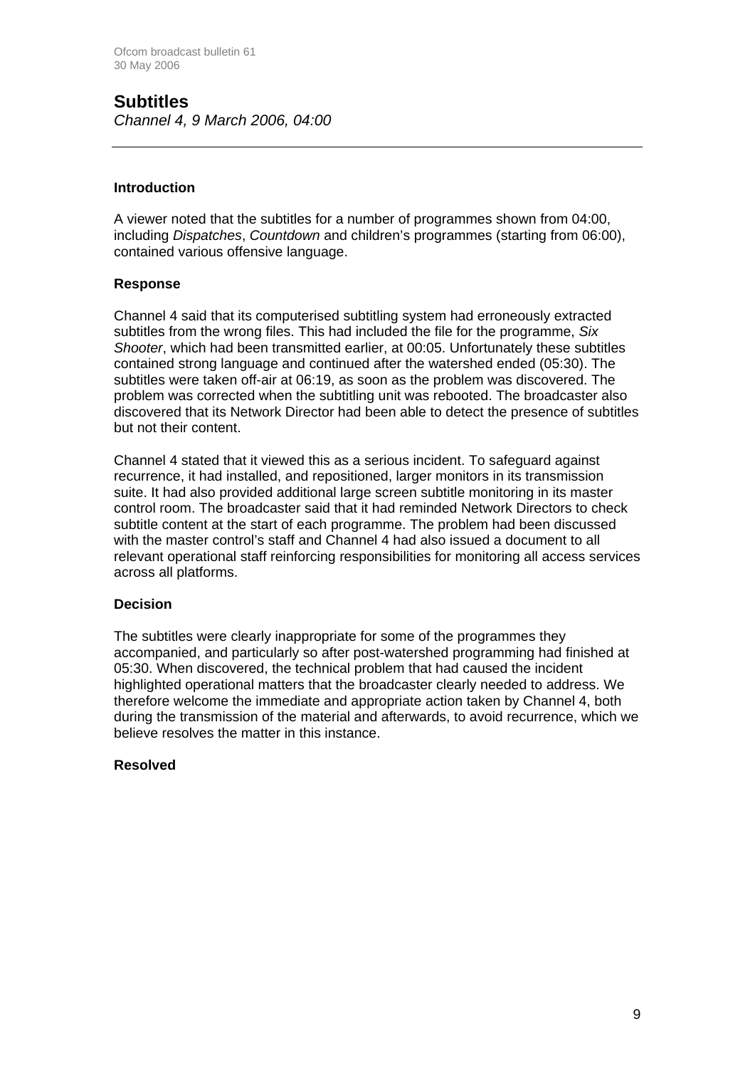## Subtitles

*Channel 4, 9 March 2006, 04:00*

---

### Introduction

A viewer noted that the subtitles for a number of programmes shown from 04:00, including *Dispatches*, *Countdown* and children's programmes (starting from 06:00), contained various offensive language.

### Response

Channel 4 said that its computerised subtitling system had erroneously extracted subtitles from the wrong files. This had included the file for the programme, *Six Shooter*, which had been transmitted earlier, at 00:05. Unfortunately these subtitles contained strong language and continued after the watershed ended (05:30). The subtitles were taken off-air at 06:19, as soon as the problem was discovered. The problem was corrected when the subtitling unit was rebooted. The broadcaster also discovered that its Network Director had been able to detect the presence of subtitles but not their content.

Channel 4 stated that it viewed this as a serious incident. To safeguard against recurrence, it had installed, and repositioned, larger monitors in its transmission suite. It had also provided additional large screen subtitle monitoring in its master control room. The broadcaster said that it had reminded Network Directors to check subtitle content at the start of each programme. The problem had been discussed with the master control's staff and Channel 4 had also issued a document to all relevant operational staff reinforcing responsibilities for monitoring all access services across all platforms.

### Decision

The subtitles were clearly inappropriate for some of the programmes they accompanied, and particularly so after post-watershed programming had finished at 05:30. When discovered, the technical problem that had caused the incident highlighted operational matters that the broadcaster clearly needed to address. We therefore welcome the immediate and appropriate action taken by Channel 4, both during the transmission of the material and afterwards, to avoid recurrence, which we believe resolves the matter in this instance.

### Resolved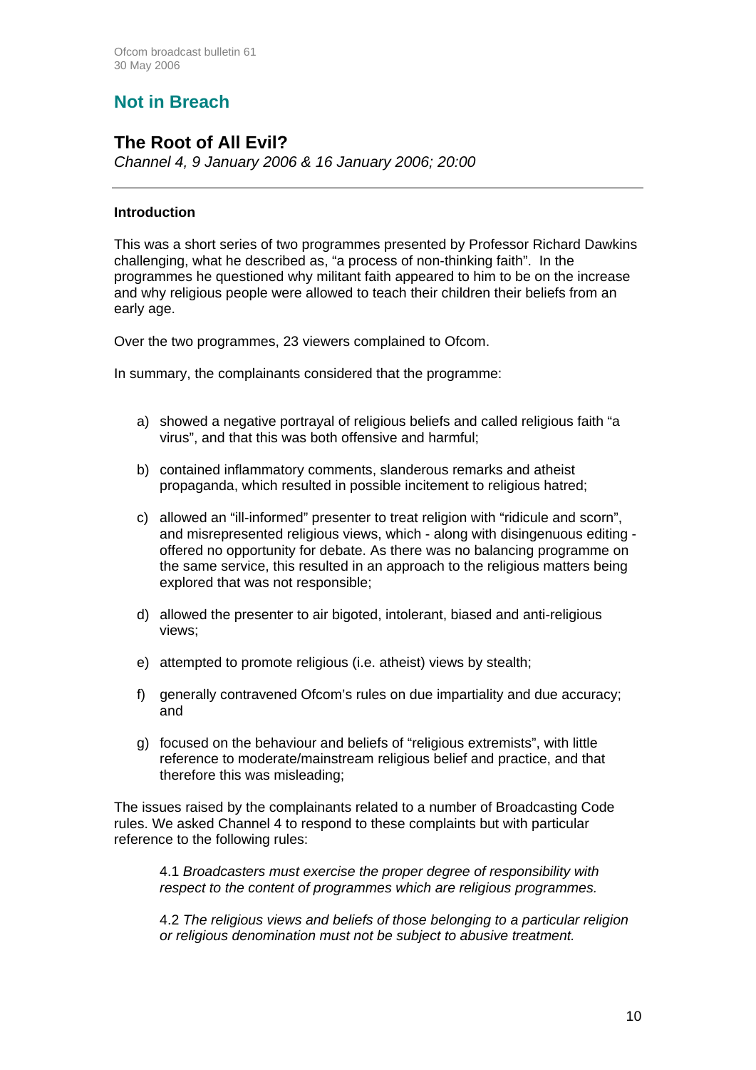## Not in Breach

## The Root of All Evil?

*Channel 4, 9 January 2006 & 16 January 2006; 20:00*

---

### Introduction

This was a short series of two programmes presented by Professor Richard Dawkins challenging, what he described as, "a process of non-thinking faith". In the programmes he questioned why militant faith appeared to him to be on the increase and why religious people were allowed to teach their children their beliefs from an early age.

Over the two programmes, 23 viewers complained to Ofcom.

In summary, the complainants considered that the programme:

a) showed a negative portrayal of religious beliefs and called religious faith "a virus", and that this was both offensive and harmful;

b) contained inflammatory comments, slanderous remarks and atheist propaganda, which resulted in possible incitement to religious hatred;

c) allowed an "ill-informed" presenter to treat religion with "ridicule and scorn", and misrepresented religious views, which - along with disingenuous editing - offered no opportunity for debate. As there was no balancing programme on the same service, this resulted in an approach to the religious matters being explored that was not responsible;

d) allowed the presenter to air bigoted, intolerant, biased and anti-religious views;

e) attempted to promote religious (i.e. atheist) views by stealth;

f) generally contravened Ofcom's rules on due impartiality and due accuracy; and

g) focused on the behaviour and beliefs of "religious extremists", with little reference to moderate/mainstream religious belief and practice, and that therefore this was misleading;

The issues raised by the complainants related to a number of Broadcasting Code rules. We asked Channel 4 to respond to these complaints but with particular reference to the following rules:

> 4.1 *Broadcasters must exercise the proper degree of responsibility with respect to the content of programmes which are religious programmes.*
>
> 4.2 *The religious views and beliefs of those belonging to a particular religion or religious denomination must not be subject to abusive treatment.*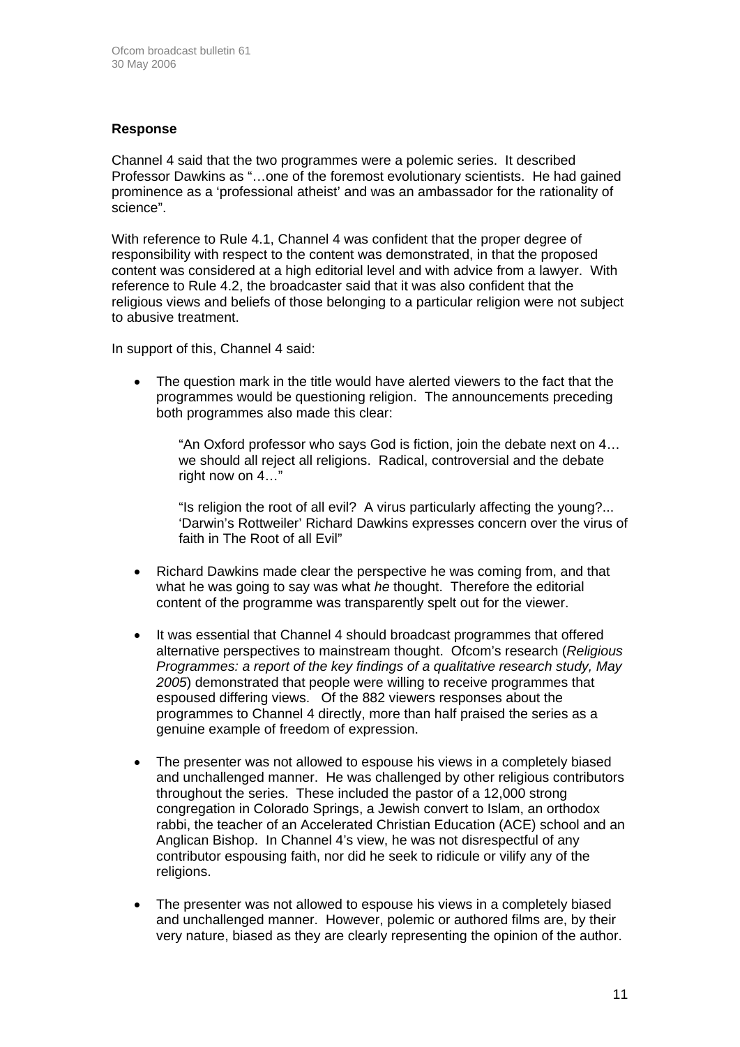### Response

Channel 4 said that the two programmes were a polemic series. It described Professor Dawkins as "…one of the foremost evolutionary scientists. He had gained prominence as a 'professional atheist' and was an ambassador for the rationality of science".

With reference to Rule 4.1, Channel 4 was confident that the proper degree of responsibility with respect to the content was demonstrated, in that the proposed content was considered at a high editorial level and with advice from a lawyer. With reference to Rule 4.2, the broadcaster said that it was also confident that the religious views and beliefs of those belonging to a particular religion were not subject to abusive treatment.

In support of this, Channel 4 said:

- The question mark in the title would have alerted viewers to the fact that the programmes would be questioning religion. The announcements preceding both programmes also made this clear:

  "An Oxford professor who says God is fiction, join the debate next on 4… we should all reject all religions. Radical, controversial and the debate right now on 4…"

  "Is religion the root of all evil? A virus particularly affecting the young?... 'Darwin's Rottweiler' Richard Dawkins expresses concern over the virus of faith in The Root of all Evil"

- Richard Dawkins made clear the perspective he was coming from, and that what he was going to say was what *he* thought. Therefore the editorial content of the programme was transparently spelt out for the viewer.

- It was essential that Channel 4 should broadcast programmes that offered alternative perspectives to mainstream thought. Ofcom's research (*Religious Programmes: a report of the key findings of a qualitative research study, May 2005*) demonstrated that people were willing to receive programmes that espoused differing views. Of the 882 viewers responses about the programmes to Channel 4 directly, more than half praised the series as a genuine example of freedom of expression.

- The presenter was not allowed to espouse his views in a completely biased and unchallenged manner. He was challenged by other religious contributors throughout the series. These included the pastor of a 12,000 strong congregation in Colorado Springs, a Jewish convert to Islam, an orthodox rabbi, the teacher of an Accelerated Christian Education (ACE) school and an Anglican Bishop. In Channel 4's view, he was not disrespectful of any contributor espousing faith, nor did he seek to ridicule or vilify any of the religions.

- The presenter was not allowed to espouse his views in a completely biased and unchallenged manner. However, polemic or authored films are, by their very nature, biased as they are clearly representing the opinion of the author.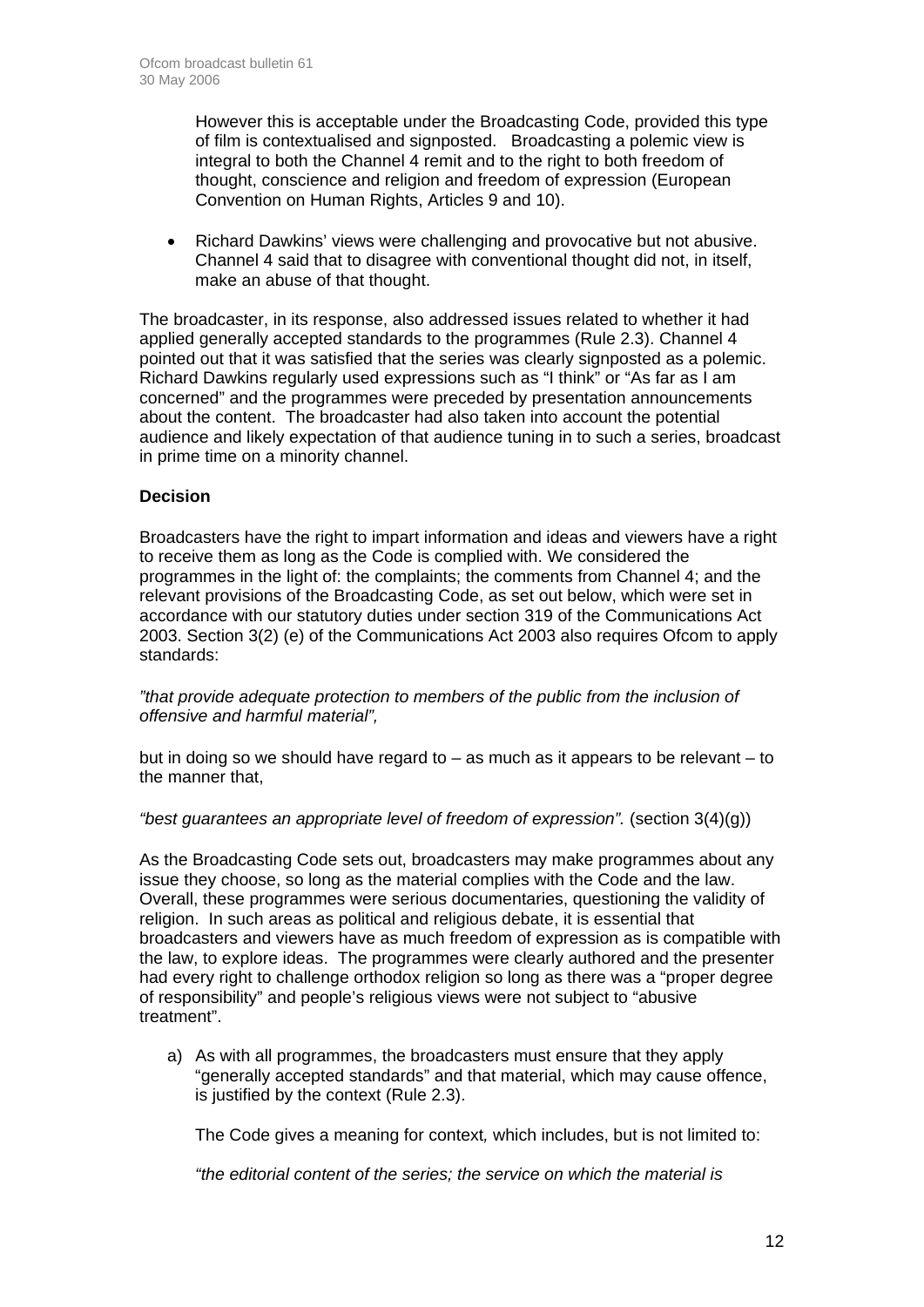However this is acceptable under the Broadcasting Code, provided this type of film is contextualised and signposted. Broadcasting a polemic view is integral to both the Channel 4 remit and to the right to both freedom of thought, conscience and religion and freedom of expression (European Convention on Human Rights, Articles 9 and 10).

- Richard Dawkins' views were challenging and provocative but not abusive. Channel 4 said that to disagree with conventional thought did not, in itself, make an abuse of that thought.

The broadcaster, in its response, also addressed issues related to whether it had applied generally accepted standards to the programmes (Rule 2.3). Channel 4 pointed out that it was satisfied that the series was clearly signposted as a polemic. Richard Dawkins regularly used expressions such as "I think" or "As far as I am concerned" and the programmes were preceded by presentation announcements about the content. The broadcaster had also taken into account the potential audience and likely expectation of that audience tuning in to such a series, broadcast in prime time on a minority channel.

**Decision**

Broadcasters have the right to impart information and ideas and viewers have a right to receive them as long as the Code is complied with. We considered the programmes in the light of: the complaints; the comments from Channel 4; and the relevant provisions of the Broadcasting Code, as set out below, which were set in accordance with our statutory duties under section 319 of the Communications Act 2003. Section 3(2) (e) of the Communications Act 2003 also requires Ofcom to apply standards:

*"that provide adequate protection to members of the public from the inclusion of offensive and harmful material",*

but in doing so we should have regard to – as much as it appears to be relevant – to the manner that,

*"best guarantees an appropriate level of freedom of expression".* (section 3(4)(g))

As the Broadcasting Code sets out, broadcasters may make programmes about any issue they choose, so long as the material complies with the Code and the law. Overall, these programmes were serious documentaries, questioning the validity of religion. In such areas as political and religious debate, it is essential that broadcasters and viewers have as much freedom of expression as is compatible with the law, to explore ideas. The programmes were clearly authored and the presenter had every right to challenge orthodox religion so long as there was a "proper degree of responsibility" and people's religious views were not subject to "abusive treatment".

a) As with all programmes, the broadcasters must ensure that they apply "generally accepted standards" and that material, which may cause offence, is justified by the context (Rule 2.3).

   The Code gives a meaning for context, which includes, but is not limited to:

   *"the editorial content of the series; the service on which the material is*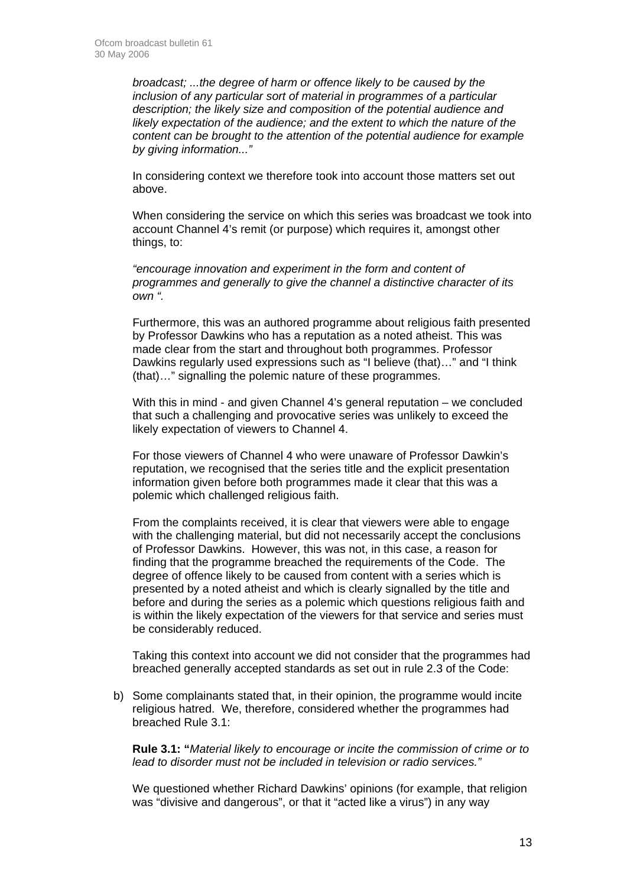*broadcast; ...the degree of harm or offence likely to be caused by the inclusion of any particular sort of material in programmes of a particular description; the likely size and composition of the potential audience and likely expectation of the audience; and the extent to which the nature of the content can be brought to the attention of the potential audience for example by giving information..."*

In considering context we therefore took into account those matters set out above.

When considering the service on which this series was broadcast we took into account Channel 4's remit (or purpose) which requires it, amongst other things, to:

*"encourage innovation and experiment in the form and content of programmes and generally to give the channel a distinctive character of its own ".*

Furthermore, this was an authored programme about religious faith presented by Professor Dawkins who has a reputation as a noted atheist. This was made clear from the start and throughout both programmes. Professor Dawkins regularly used expressions such as "I believe (that)…" and "I think (that)…" signalling the polemic nature of these programmes.

With this in mind - and given Channel 4's general reputation – we concluded that such a challenging and provocative series was unlikely to exceed the likely expectation of viewers to Channel 4.

For those viewers of Channel 4 who were unaware of Professor Dawkin's reputation, we recognised that the series title and the explicit presentation information given before both programmes made it clear that this was a polemic which challenged religious faith.

From the complaints received, it is clear that viewers were able to engage with the challenging material, but did not necessarily accept the conclusions of Professor Dawkins. However, this was not, in this case, a reason for finding that the programme breached the requirements of the Code. The degree of offence likely to be caused from content with a series which is presented by a noted atheist and which is clearly signalled by the title and before and during the series as a polemic which questions religious faith and is within the likely expectation of the viewers for that service and series must be considerably reduced.

Taking this context into account we did not consider that the programmes had breached generally accepted standards as set out in rule 2.3 of the Code:

b) Some complainants stated that, in their opinion, the programme would incite religious hatred. We, therefore, considered whether the programmes had breached Rule 3.1:

   **Rule 3.1: "***Material likely to encourage or incite the commission of crime or to lead to disorder must not be included in television or radio services."*

   We questioned whether Richard Dawkins' opinions (for example, that religion was "divisive and dangerous", or that it "acted like a virus") in any way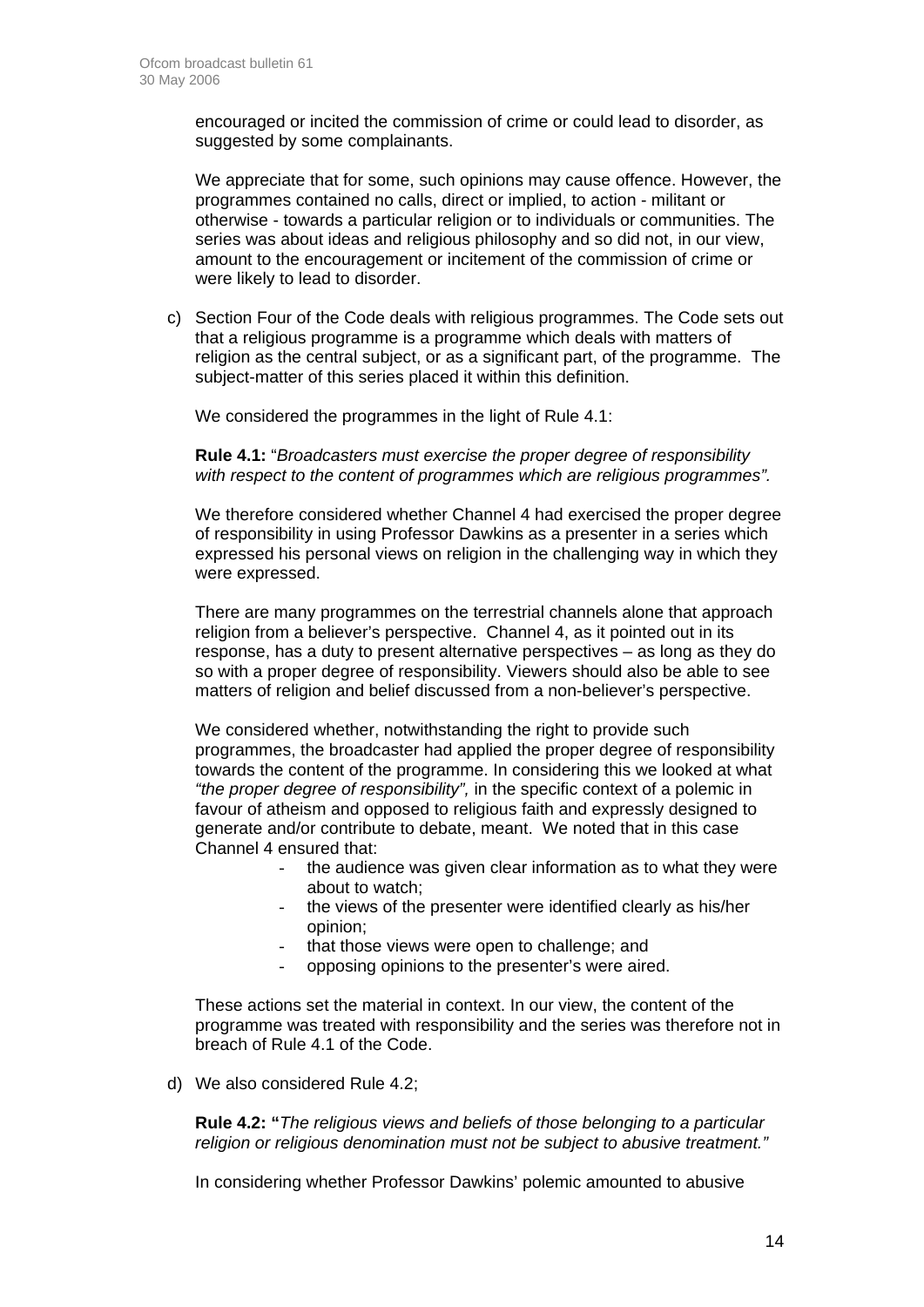encouraged or incited the commission of crime or could lead to disorder, as suggested by some complainants.

We appreciate that for some, such opinions may cause offence. However, the programmes contained no calls, direct or implied, to action - militant or otherwise - towards a particular religion or to individuals or communities. The series was about ideas and religious philosophy and so did not, in our view, amount to the encouragement or incitement of the commission of crime or were likely to lead to disorder.

c) Section Four of the Code deals with religious programmes. The Code sets out that a religious programme is a programme which deals with matters of religion as the central subject, or as a significant part, of the programme. The subject-matter of this series placed it within this definition.

We considered the programmes in the light of Rule 4.1:

**Rule 4.1:** "*Broadcasters must exercise the proper degree of responsibility with respect to the content of programmes which are religious programmes".*

We therefore considered whether Channel 4 had exercised the proper degree of responsibility in using Professor Dawkins as a presenter in a series which expressed his personal views on religion in the challenging way in which they were expressed.

There are many programmes on the terrestrial channels alone that approach religion from a believer's perspective. Channel 4, as it pointed out in its response, has a duty to present alternative perspectives – as long as they do so with a proper degree of responsibility. Viewers should also be able to see matters of religion and belief discussed from a non-believer's perspective.

We considered whether, notwithstanding the right to provide such programmes, the broadcaster had applied the proper degree of responsibility towards the content of the programme. In considering this we looked at what *"the proper degree of responsibility",* in the specific context of a polemic in favour of atheism and opposed to religious faith and expressly designed to generate and/or contribute to debate, meant. We noted that in this case Channel 4 ensured that:

- the audience was given clear information as to what they were about to watch;
- the views of the presenter were identified clearly as his/her opinion;
- that those views were open to challenge; and
- opposing opinions to the presenter's were aired.

These actions set the material in context. In our view, the content of the programme was treated with responsibility and the series was therefore not in breach of Rule 4.1 of the Code.

d) We also considered Rule 4.2;

**Rule 4.2: "***The religious views and beliefs of those belonging to a particular religion or religious denomination must not be subject to abusive treatment."*

In considering whether Professor Dawkins' polemic amounted to abusive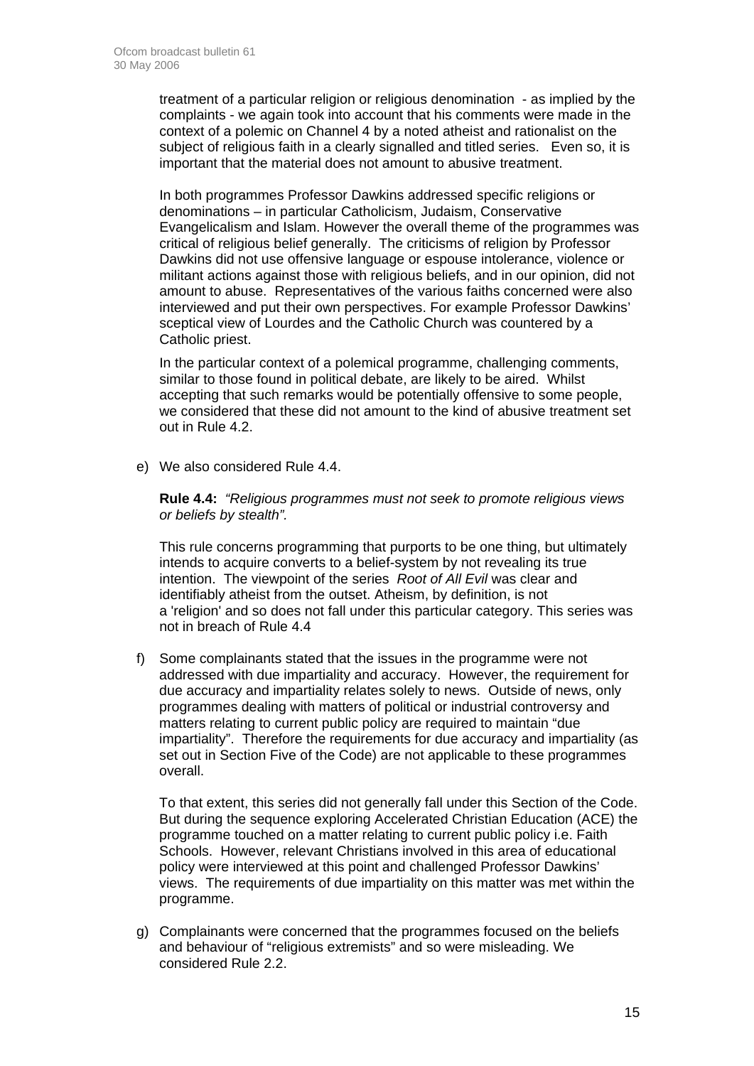treatment of a particular religion or religious denomination - as implied by the complaints - we again took into account that his comments were made in the context of a polemic on Channel 4 by a noted atheist and rationalist on the subject of religious faith in a clearly signalled and titled series. Even so, it is important that the material does not amount to abusive treatment.

In both programmes Professor Dawkins addressed specific religions or denominations – in particular Catholicism, Judaism, Conservative Evangelicalism and Islam. However the overall theme of the programmes was critical of religious belief generally. The criticisms of religion by Professor Dawkins did not use offensive language or espouse intolerance, violence or militant actions against those with religious beliefs, and in our opinion, did not amount to abuse. Representatives of the various faiths concerned were also interviewed and put their own perspectives. For example Professor Dawkins' sceptical view of Lourdes and the Catholic Church was countered by a Catholic priest.

In the particular context of a polemical programme, challenging comments, similar to those found in political debate, are likely to be aired. Whilst accepting that such remarks would be potentially offensive to some people, we considered that these did not amount to the kind of abusive treatment set out in Rule 4.2.

e) We also considered Rule 4.4.

**Rule 4.4:** *"Religious programmes must not seek to promote religious views or beliefs by stealth".*

This rule concerns programming that purports to be one thing, but ultimately intends to acquire converts to a belief-system by not revealing its true intention. The viewpoint of the series *Root of All Evil* was clear and identifiably atheist from the outset. Atheism, by definition, is not a 'religion' and so does not fall under this particular category. This series was not in breach of Rule 4.4

f) Some complainants stated that the issues in the programme were not addressed with due impartiality and accuracy. However, the requirement for due accuracy and impartiality relates solely to news. Outside of news, only programmes dealing with matters of political or industrial controversy and matters relating to current public policy are required to maintain "due impartiality". Therefore the requirements for due accuracy and impartiality (as set out in Section Five of the Code) are not applicable to these programmes overall.

To that extent, this series did not generally fall under this Section of the Code. But during the sequence exploring Accelerated Christian Education (ACE) the programme touched on a matter relating to current public policy i.e. Faith Schools. However, relevant Christians involved in this area of educational policy were interviewed at this point and challenged Professor Dawkins' views. The requirements of due impartiality on this matter was met within the programme.

g) Complainants were concerned that the programmes focused on the beliefs and behaviour of "religious extremists" and so were misleading. We considered Rule 2.2.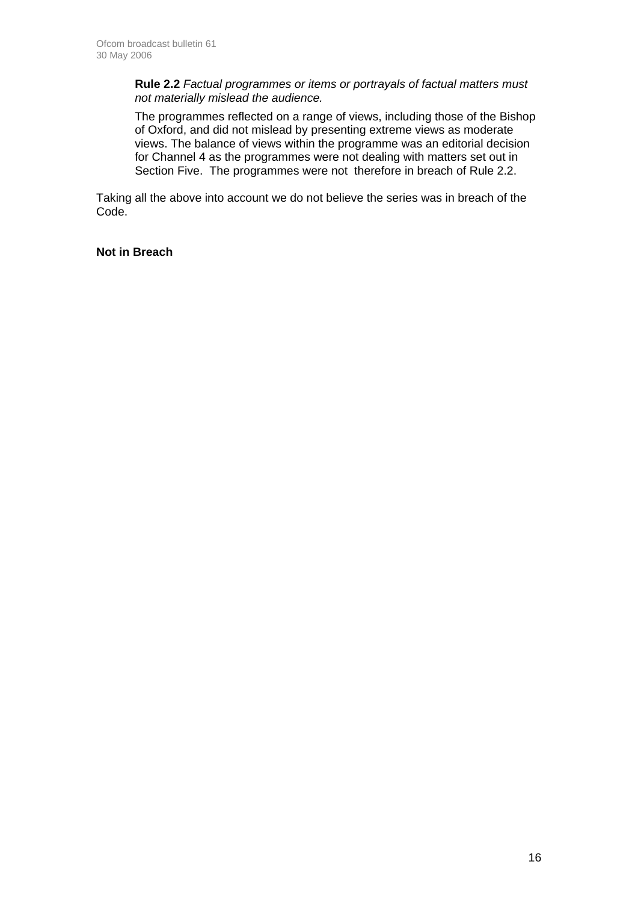**Rule 2.2** *Factual programmes or items or portrayals of factual matters must not materially mislead the audience.*

The programmes reflected on a range of views, including those of the Bishop of Oxford, and did not mislead by presenting extreme views as moderate views. The balance of views within the programme was an editorial decision for Channel 4 as the programmes were not dealing with matters set out in Section Five. The programmes were not therefore in breach of Rule 2.2.

Taking all the above into account we do not believe the series was in breach of the Code.

**Not in Breach**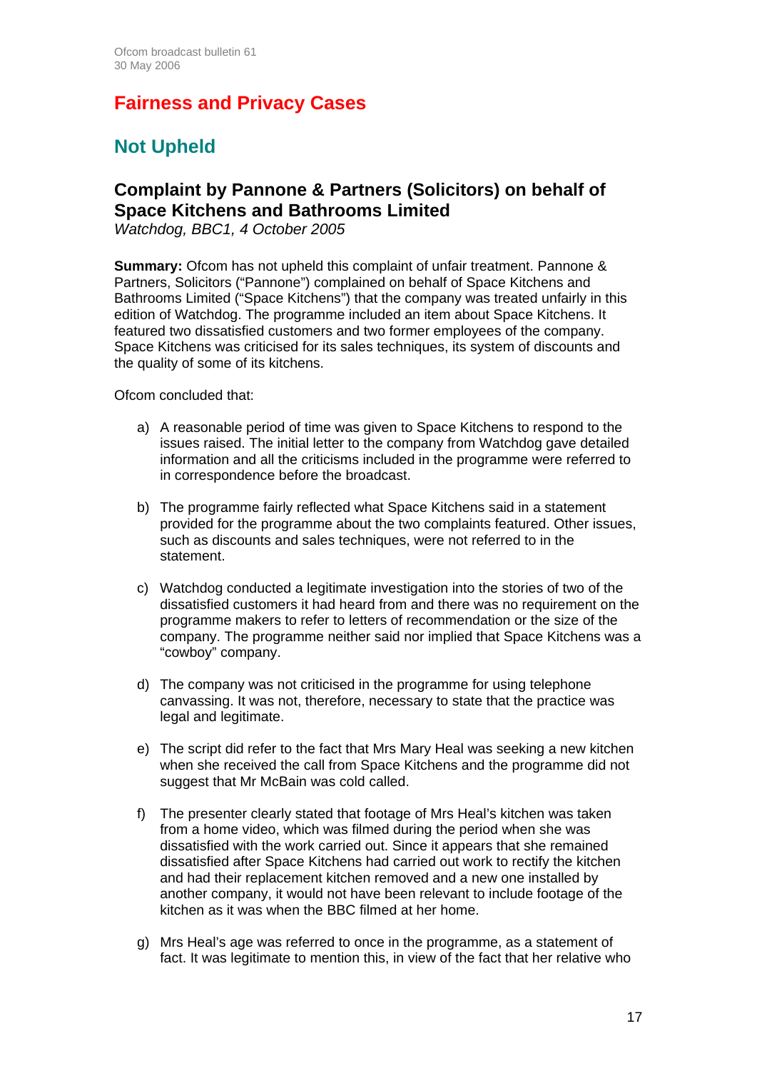# Fairness and Privacy Cases

## Not Upheld

### Complaint by Pannone & Partners (Solicitors) on behalf of Space Kitchens and Bathrooms Limited

*Watchdog, BBC1, 4 October 2005*

**Summary:** Ofcom has not upheld this complaint of unfair treatment. Pannone & Partners, Solicitors ("Pannone") complained on behalf of Space Kitchens and Bathrooms Limited ("Space Kitchens") that the company was treated unfairly in this edition of Watchdog. The programme included an item about Space Kitchens. It featured two dissatisfied customers and two former employees of the company. Space Kitchens was criticised for its sales techniques, its system of discounts and the quality of some of its kitchens.

Ofcom concluded that:

a) A reasonable period of time was given to Space Kitchens to respond to the issues raised. The initial letter to the company from Watchdog gave detailed information and all the criticisms included in the programme were referred to in correspondence before the broadcast.

b) The programme fairly reflected what Space Kitchens said in a statement provided for the programme about the two complaints featured. Other issues, such as discounts and sales techniques, were not referred to in the statement.

c) Watchdog conducted a legitimate investigation into the stories of two of the dissatisfied customers it had heard from and there was no requirement on the programme makers to refer to letters of recommendation or the size of the company. The programme neither said nor implied that Space Kitchens was a "cowboy" company.

d) The company was not criticised in the programme for using telephone canvassing. It was not, therefore, necessary to state that the practice was legal and legitimate.

e) The script did refer to the fact that Mrs Mary Heal was seeking a new kitchen when she received the call from Space Kitchens and the programme did not suggest that Mr McBain was cold called.

f) The presenter clearly stated that footage of Mrs Heal's kitchen was taken from a home video, which was filmed during the period when she was dissatisfied with the work carried out. Since it appears that she remained dissatisfied after Space Kitchens had carried out work to rectify the kitchen and had their replacement kitchen removed and a new one installed by another company, it would not have been relevant to include footage of the kitchen as it was when the BBC filmed at her home.

g) Mrs Heal's age was referred to once in the programme, as a statement of fact. It was legitimate to mention this, in view of the fact that her relative who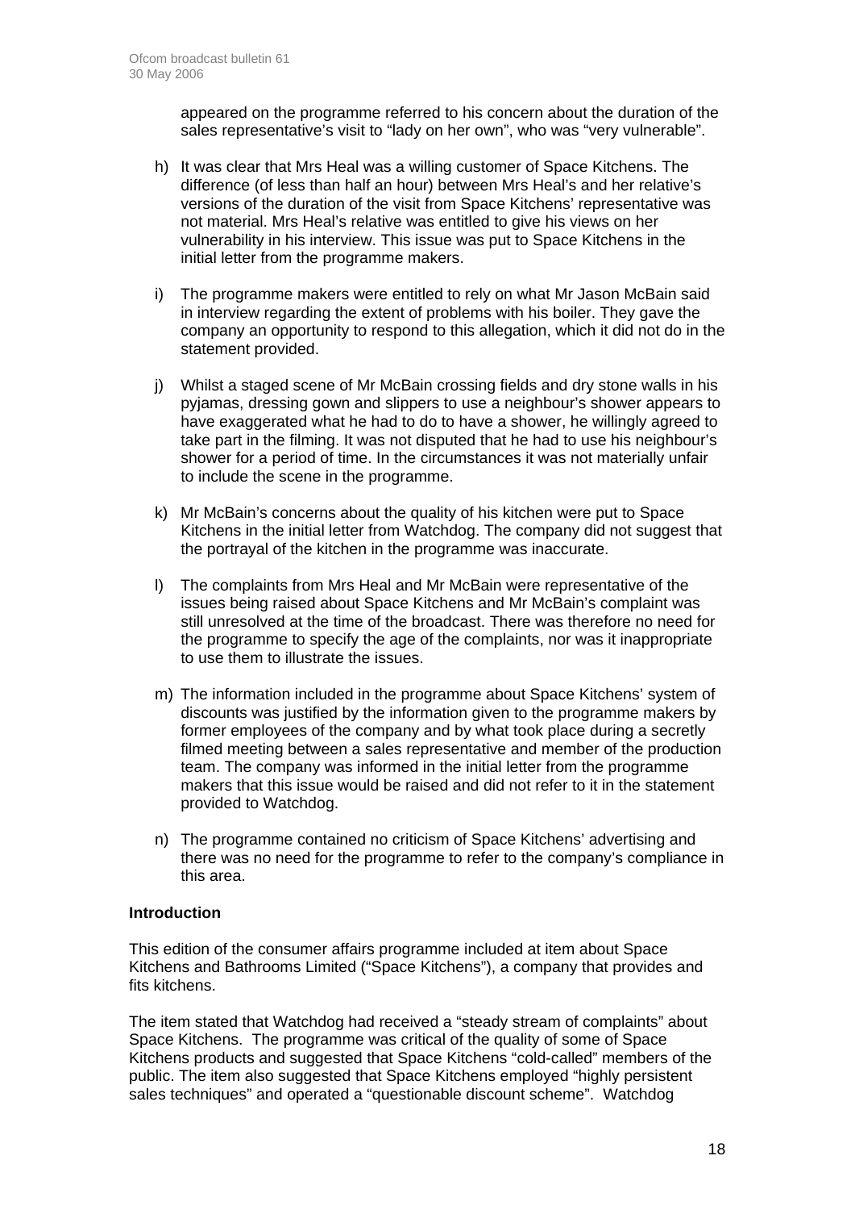appeared on the programme referred to his concern about the duration of the sales representative's visit to "lady on her own", who was "very vulnerable".

h) It was clear that Mrs Heal was a willing customer of Space Kitchens. The difference (of less than half an hour) between Mrs Heal's and her relative's versions of the duration of the visit from Space Kitchens' representative was not material. Mrs Heal's relative was entitled to give his views on her vulnerability in his interview. This issue was put to Space Kitchens in the initial letter from the programme makers.

i) The programme makers were entitled to rely on what Mr Jason McBain said in interview regarding the extent of problems with his boiler. They gave the company an opportunity to respond to this allegation, which it did not do in the statement provided.

j) Whilst a staged scene of Mr McBain crossing fields and dry stone walls in his pyjamas, dressing gown and slippers to use a neighbour's shower appears to have exaggerated what he had to do to have a shower, he willingly agreed to take part in the filming. It was not disputed that he had to use his neighbour's shower for a period of time. In the circumstances it was not materially unfair to include the scene in the programme.

k) Mr McBain's concerns about the quality of his kitchen were put to Space Kitchens in the initial letter from Watchdog. The company did not suggest that the portrayal of the kitchen in the programme was inaccurate.

l) The complaints from Mrs Heal and Mr McBain were representative of the issues being raised about Space Kitchens and Mr McBain's complaint was still unresolved at the time of the broadcast. There was therefore no need for the programme to specify the age of the complaints, nor was it inappropriate to use them to illustrate the issues.

m) The information included in the programme about Space Kitchens' system of discounts was justified by the information given to the programme makers by former employees of the company and by what took place during a secretly filmed meeting between a sales representative and member of the production team. The company was informed in the initial letter from the programme makers that this issue would be raised and did not refer to it in the statement provided to Watchdog.

n) The programme contained no criticism of Space Kitchens' advertising and there was no need for the programme to refer to the company's compliance in this area.

**Introduction**

This edition of the consumer affairs programme included at item about Space Kitchens and Bathrooms Limited ("Space Kitchens"), a company that provides and fits kitchens.

The item stated that Watchdog had received a "steady stream of complaints" about Space Kitchens. The programme was critical of the quality of some of Space Kitchens products and suggested that Space Kitchens "cold-called" members of the public. The item also suggested that Space Kitchens employed "highly persistent sales techniques" and operated a "questionable discount scheme". Watchdog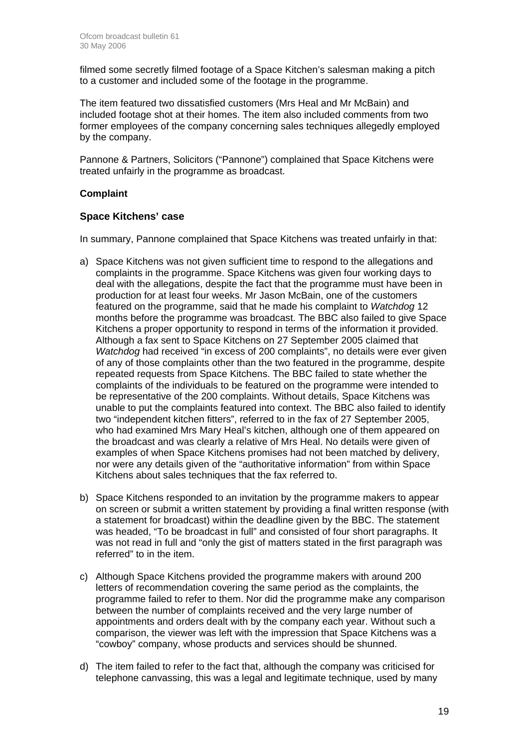filmed some secretly filmed footage of a Space Kitchen's salesman making a pitch to a customer and included some of the footage in the programme.

The item featured two dissatisfied customers (Mrs Heal and Mr McBain) and included footage shot at their homes. The item also included comments from two former employees of the company concerning sales techniques allegedly employed by the company.

Pannone & Partners, Solicitors ("Pannone") complained that Space Kitchens were treated unfairly in the programme as broadcast.

**Complaint**

### Space Kitchens' case

In summary, Pannone complained that Space Kitchens was treated unfairly in that:

a) Space Kitchens was not given sufficient time to respond to the allegations and complaints in the programme. Space Kitchens was given four working days to deal with the allegations, despite the fact that the programme must have been in production for at least four weeks. Mr Jason McBain, one of the customers featured on the programme, said that he made his complaint to *Watchdog* 12 months before the programme was broadcast. The BBC also failed to give Space Kitchens a proper opportunity to respond in terms of the information it provided. Although a fax sent to Space Kitchens on 27 September 2005 claimed that *Watchdog* had received "in excess of 200 complaints", no details were ever given of any of those complaints other than the two featured in the programme, despite repeated requests from Space Kitchens. The BBC failed to state whether the complaints of the individuals to be featured on the programme were intended to be representative of the 200 complaints. Without details, Space Kitchens was unable to put the complaints featured into context. The BBC also failed to identify two "independent kitchen fitters", referred to in the fax of 27 September 2005, who had examined Mrs Mary Heal's kitchen, although one of them appeared on the broadcast and was clearly a relative of Mrs Heal. No details were given of examples of when Space Kitchens promises had not been matched by delivery, nor were any details given of the "authoritative information" from within Space Kitchens about sales techniques that the fax referred to.

b) Space Kitchens responded to an invitation by the programme makers to appear on screen or submit a written statement by providing a final written response (with a statement for broadcast) within the deadline given by the BBC. The statement was headed, "To be broadcast in full" and consisted of four short paragraphs. It was not read in full and "only the gist of matters stated in the first paragraph was referred" to in the item.

c) Although Space Kitchens provided the programme makers with around 200 letters of recommendation covering the same period as the complaints, the programme failed to refer to them. Nor did the programme make any comparison between the number of complaints received and the very large number of appointments and orders dealt with by the company each year. Without such a comparison, the viewer was left with the impression that Space Kitchens was a "cowboy" company, whose products and services should be shunned.

d) The item failed to refer to the fact that, although the company was criticised for telephone canvassing, this was a legal and legitimate technique, used by many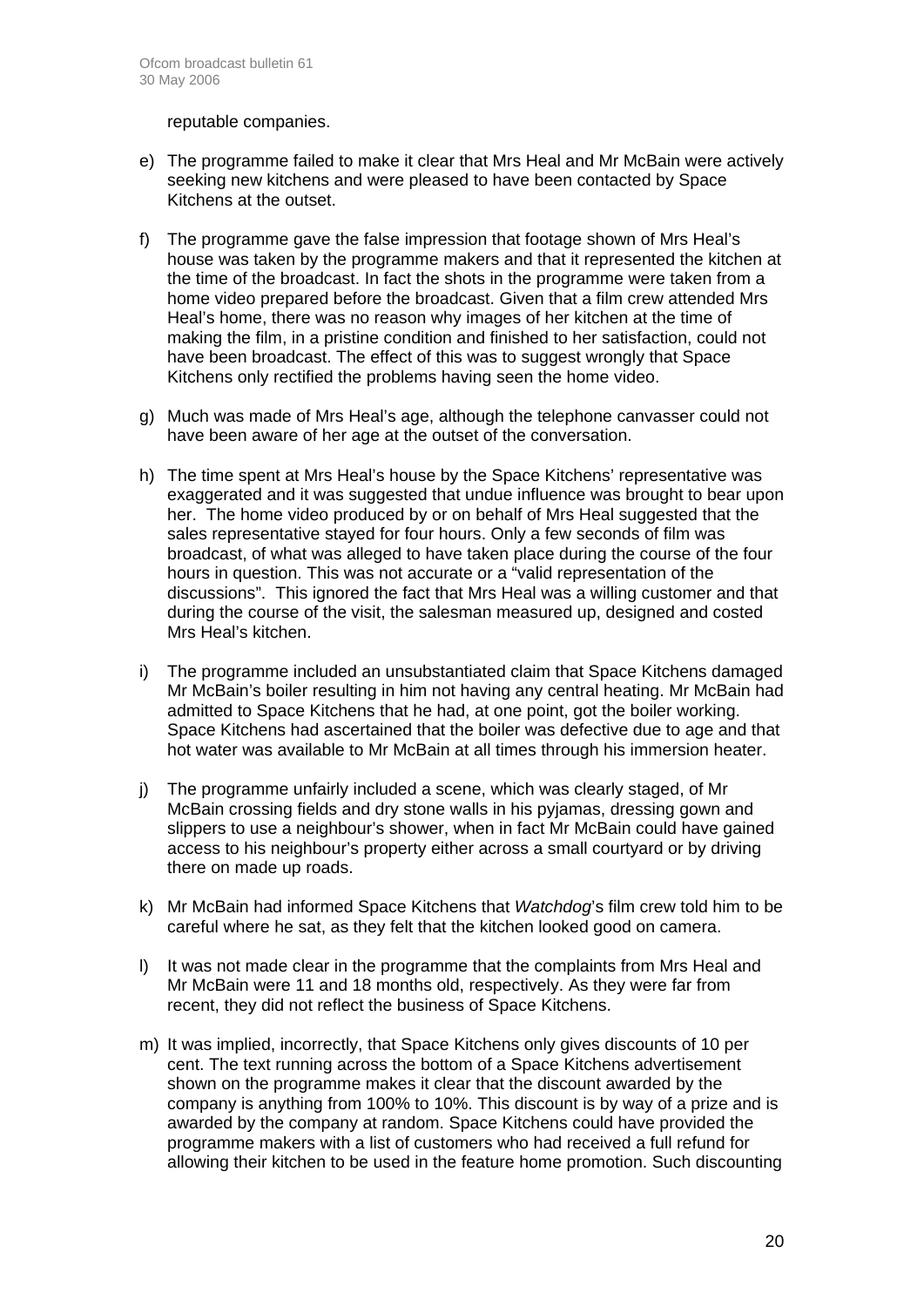reputable companies.

e) The programme failed to make it clear that Mrs Heal and Mr McBain were actively seeking new kitchens and were pleased to have been contacted by Space Kitchens at the outset.

f) The programme gave the false impression that footage shown of Mrs Heal's house was taken by the programme makers and that it represented the kitchen at the time of the broadcast. In fact the shots in the programme were taken from a home video prepared before the broadcast. Given that a film crew attended Mrs Heal's home, there was no reason why images of her kitchen at the time of making the film, in a pristine condition and finished to her satisfaction, could not have been broadcast. The effect of this was to suggest wrongly that Space Kitchens only rectified the problems having seen the home video.

g) Much was made of Mrs Heal's age, although the telephone canvasser could not have been aware of her age at the outset of the conversation.

h) The time spent at Mrs Heal's house by the Space Kitchens' representative was exaggerated and it was suggested that undue influence was brought to bear upon her. The home video produced by or on behalf of Mrs Heal suggested that the sales representative stayed for four hours. Only a few seconds of film was broadcast, of what was alleged to have taken place during the course of the four hours in question. This was not accurate or a "valid representation of the discussions". This ignored the fact that Mrs Heal was a willing customer and that during the course of the visit, the salesman measured up, designed and costed Mrs Heal's kitchen.

i) The programme included an unsubstantiated claim that Space Kitchens damaged Mr McBain's boiler resulting in him not having any central heating. Mr McBain had admitted to Space Kitchens that he had, at one point, got the boiler working. Space Kitchens had ascertained that the boiler was defective due to age and that hot water was available to Mr McBain at all times through his immersion heater.

j) The programme unfairly included a scene, which was clearly staged, of Mr McBain crossing fields and dry stone walls in his pyjamas, dressing gown and slippers to use a neighbour's shower, when in fact Mr McBain could have gained access to his neighbour's property either across a small courtyard or by driving there on made up roads.

k) Mr McBain had informed Space Kitchens that *Watchdog*'s film crew told him to be careful where he sat, as they felt that the kitchen looked good on camera.

l) It was not made clear in the programme that the complaints from Mrs Heal and Mr McBain were 11 and 18 months old, respectively. As they were far from recent, they did not reflect the business of Space Kitchens.

m) It was implied, incorrectly, that Space Kitchens only gives discounts of 10 per cent. The text running across the bottom of a Space Kitchens advertisement shown on the programme makes it clear that the discount awarded by the company is anything from 100% to 10%. This discount is by way of a prize and is awarded by the company at random. Space Kitchens could have provided the programme makers with a list of customers who had received a full refund for allowing their kitchen to be used in the feature home promotion. Such discounting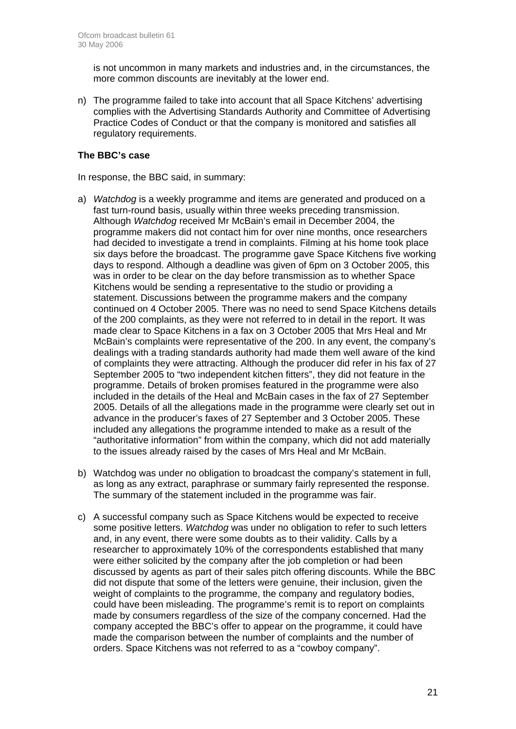is not uncommon in many markets and industries and, in the circumstances, the more common discounts are inevitably at the lower end.

n) The programme failed to take into account that all Space Kitchens' advertising complies with the Advertising Standards Authority and Committee of Advertising Practice Codes of Conduct or that the company is monitored and satisfies all regulatory requirements.

**The BBC's case**

In response, the BBC said, in summary:

a) *Watchdog* is a weekly programme and items are generated and produced on a fast turn-round basis, usually within three weeks preceding transmission. Although *Watchdog* received Mr McBain's email in December 2004, the programme makers did not contact him for over nine months, once researchers had decided to investigate a trend in complaints. Filming at his home took place six days before the broadcast. The programme gave Space Kitchens five working days to respond. Although a deadline was given of 6pm on 3 October 2005, this was in order to be clear on the day before transmission as to whether Space Kitchens would be sending a representative to the studio or providing a statement. Discussions between the programme makers and the company continued on 4 October 2005. There was no need to send Space Kitchens details of the 200 complaints, as they were not referred to in detail in the report. It was made clear to Space Kitchens in a fax on 3 October 2005 that Mrs Heal and Mr McBain's complaints were representative of the 200. In any event, the company's dealings with a trading standards authority had made them well aware of the kind of complaints they were attracting. Although the producer did refer in his fax of 27 September 2005 to "two independent kitchen fitters", they did not feature in the programme. Details of broken promises featured in the programme were also included in the details of the Heal and McBain cases in the fax of 27 September 2005. Details of all the allegations made in the programme were clearly set out in advance in the producer's faxes of 27 September and 3 October 2005. These included any allegations the programme intended to make as a result of the "authoritative information" from within the company, which did not add materially to the issues already raised by the cases of Mrs Heal and Mr McBain.

b) Watchdog was under no obligation to broadcast the company's statement in full, as long as any extract, paraphrase or summary fairly represented the response. The summary of the statement included in the programme was fair.

c) A successful company such as Space Kitchens would be expected to receive some positive letters. *Watchdog* was under no obligation to refer to such letters and, in any event, there were some doubts as to their validity. Calls by a researcher to approximately 10% of the correspondents established that many were either solicited by the company after the job completion or had been discussed by agents as part of their sales pitch offering discounts. While the BBC did not dispute that some of the letters were genuine, their inclusion, given the weight of complaints to the programme, the company and regulatory bodies, could have been misleading. The programme's remit is to report on complaints made by consumers regardless of the size of the company concerned. Had the company accepted the BBC's offer to appear on the programme, it could have made the comparison between the number of complaints and the number of orders. Space Kitchens was not referred to as a "cowboy company".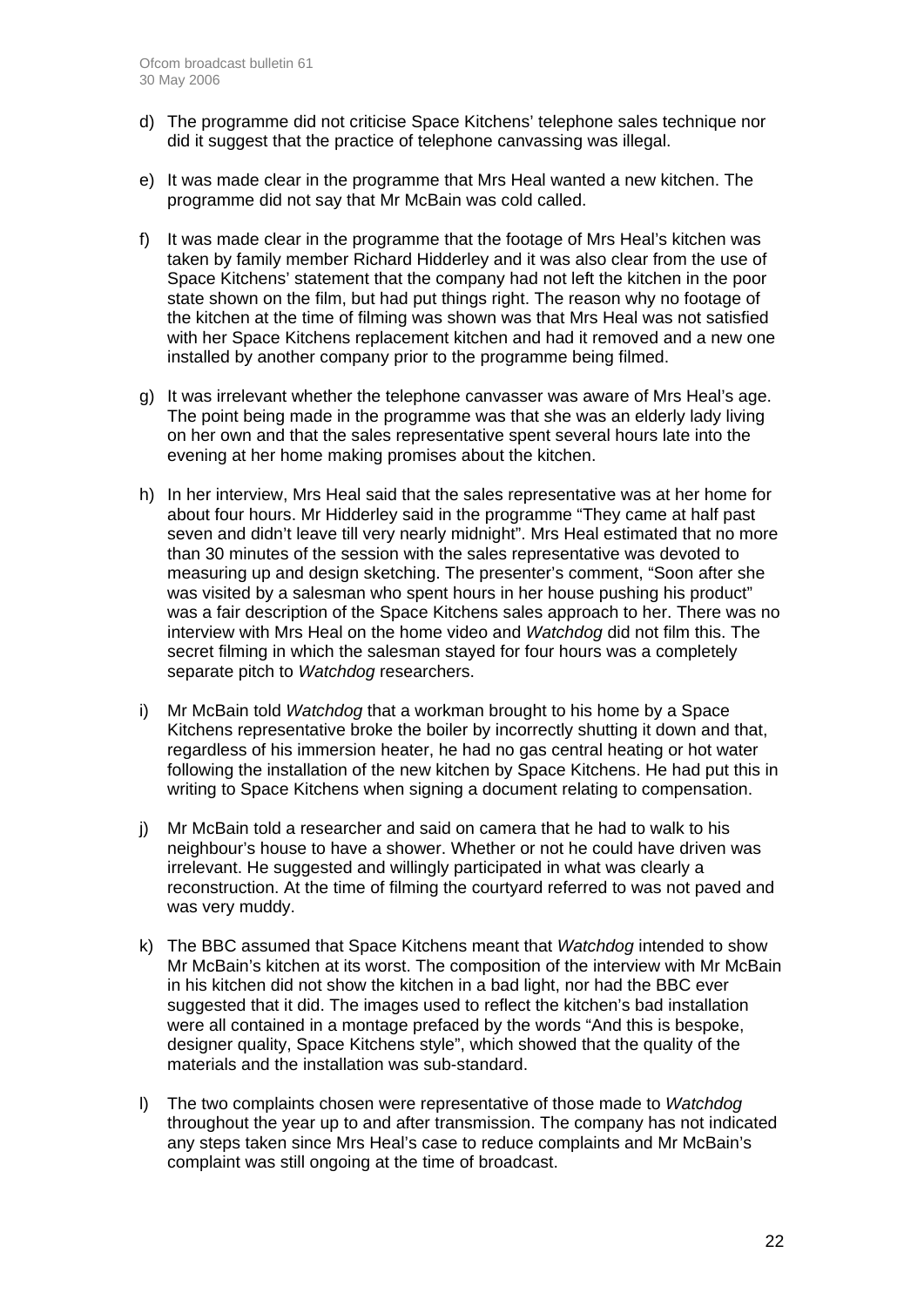d) The programme did not criticise Space Kitchens' telephone sales technique nor did it suggest that the practice of telephone canvassing was illegal.

e) It was made clear in the programme that Mrs Heal wanted a new kitchen. The programme did not say that Mr McBain was cold called.

f) It was made clear in the programme that the footage of Mrs Heal's kitchen was taken by family member Richard Hidderley and it was also clear from the use of Space Kitchens' statement that the company had not left the kitchen in the poor state shown on the film, but had put things right. The reason why no footage of the kitchen at the time of filming was shown was that Mrs Heal was not satisfied with her Space Kitchens replacement kitchen and had it removed and a new one installed by another company prior to the programme being filmed.

g) It was irrelevant whether the telephone canvasser was aware of Mrs Heal's age. The point being made in the programme was that she was an elderly lady living on her own and that the sales representative spent several hours late into the evening at her home making promises about the kitchen.

h) In her interview, Mrs Heal said that the sales representative was at her home for about four hours. Mr Hidderley said in the programme "They came at half past seven and didn't leave till very nearly midnight". Mrs Heal estimated that no more than 30 minutes of the session with the sales representative was devoted to measuring up and design sketching. The presenter's comment, "Soon after she was visited by a salesman who spent hours in her house pushing his product" was a fair description of the Space Kitchens sales approach to her. There was no interview with Mrs Heal on the home video and *Watchdog* did not film this. The secret filming in which the salesman stayed for four hours was a completely separate pitch to *Watchdog* researchers.

i) Mr McBain told *Watchdog* that a workman brought to his home by a Space Kitchens representative broke the boiler by incorrectly shutting it down and that, regardless of his immersion heater, he had no gas central heating or hot water following the installation of the new kitchen by Space Kitchens. He had put this in writing to Space Kitchens when signing a document relating to compensation.

j) Mr McBain told a researcher and said on camera that he had to walk to his neighbour's house to have a shower. Whether or not he could have driven was irrelevant. He suggested and willingly participated in what was clearly a reconstruction. At the time of filming the courtyard referred to was not paved and was very muddy.

k) The BBC assumed that Space Kitchens meant that *Watchdog* intended to show Mr McBain's kitchen at its worst. The composition of the interview with Mr McBain in his kitchen did not show the kitchen in a bad light, nor had the BBC ever suggested that it did. The images used to reflect the kitchen's bad installation were all contained in a montage prefaced by the words "And this is bespoke, designer quality, Space Kitchens style", which showed that the quality of the materials and the installation was sub-standard.

l) The two complaints chosen were representative of those made to *Watchdog* throughout the year up to and after transmission. The company has not indicated any steps taken since Mrs Heal's case to reduce complaints and Mr McBain's complaint was still ongoing at the time of broadcast.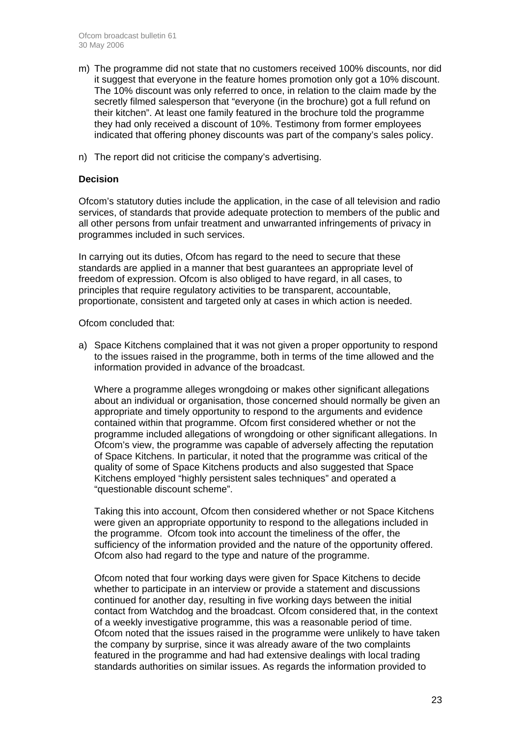m) The programme did not state that no customers received 100% discounts, nor did it suggest that everyone in the feature homes promotion only got a 10% discount. The 10% discount was only referred to once, in relation to the claim made by the secretly filmed salesperson that "everyone (in the brochure) got a full refund on their kitchen". At least one family featured in the brochure told the programme they had only received a discount of 10%. Testimony from former employees indicated that offering phoney discounts was part of the company's sales policy.

n) The report did not criticise the company's advertising.

**Decision**

Ofcom's statutory duties include the application, in the case of all television and radio services, of standards that provide adequate protection to members of the public and all other persons from unfair treatment and unwarranted infringements of privacy in programmes included in such services.

In carrying out its duties, Ofcom has regard to the need to secure that these standards are applied in a manner that best guarantees an appropriate level of freedom of expression. Ofcom is also obliged to have regard, in all cases, to principles that require regulatory activities to be transparent, accountable, proportionate, consistent and targeted only at cases in which action is needed.

Ofcom concluded that:

a) Space Kitchens complained that it was not given a proper opportunity to respond to the issues raised in the programme, both in terms of the time allowed and the information provided in advance of the broadcast.

   Where a programme alleges wrongdoing or makes other significant allegations about an individual or organisation, those concerned should normally be given an appropriate and timely opportunity to respond to the arguments and evidence contained within that programme. Ofcom first considered whether or not the programme included allegations of wrongdoing or other significant allegations. In Ofcom's view, the programme was capable of adversely affecting the reputation of Space Kitchens. In particular, it noted that the programme was critical of the quality of some of Space Kitchens products and also suggested that Space Kitchens employed "highly persistent sales techniques" and operated a "questionable discount scheme".

   Taking this into account, Ofcom then considered whether or not Space Kitchens were given an appropriate opportunity to respond to the allegations included in the programme. Ofcom took into account the timeliness of the offer, the sufficiency of the information provided and the nature of the opportunity offered. Ofcom also had regard to the type and nature of the programme.

   Ofcom noted that four working days were given for Space Kitchens to decide whether to participate in an interview or provide a statement and discussions continued for another day, resulting in five working days between the initial contact from Watchdog and the broadcast. Ofcom considered that, in the context of a weekly investigative programme, this was a reasonable period of time. Ofcom noted that the issues raised in the programme were unlikely to have taken the company by surprise, since it was already aware of the two complaints featured in the programme and had had extensive dealings with local trading standards authorities on similar issues. As regards the information provided to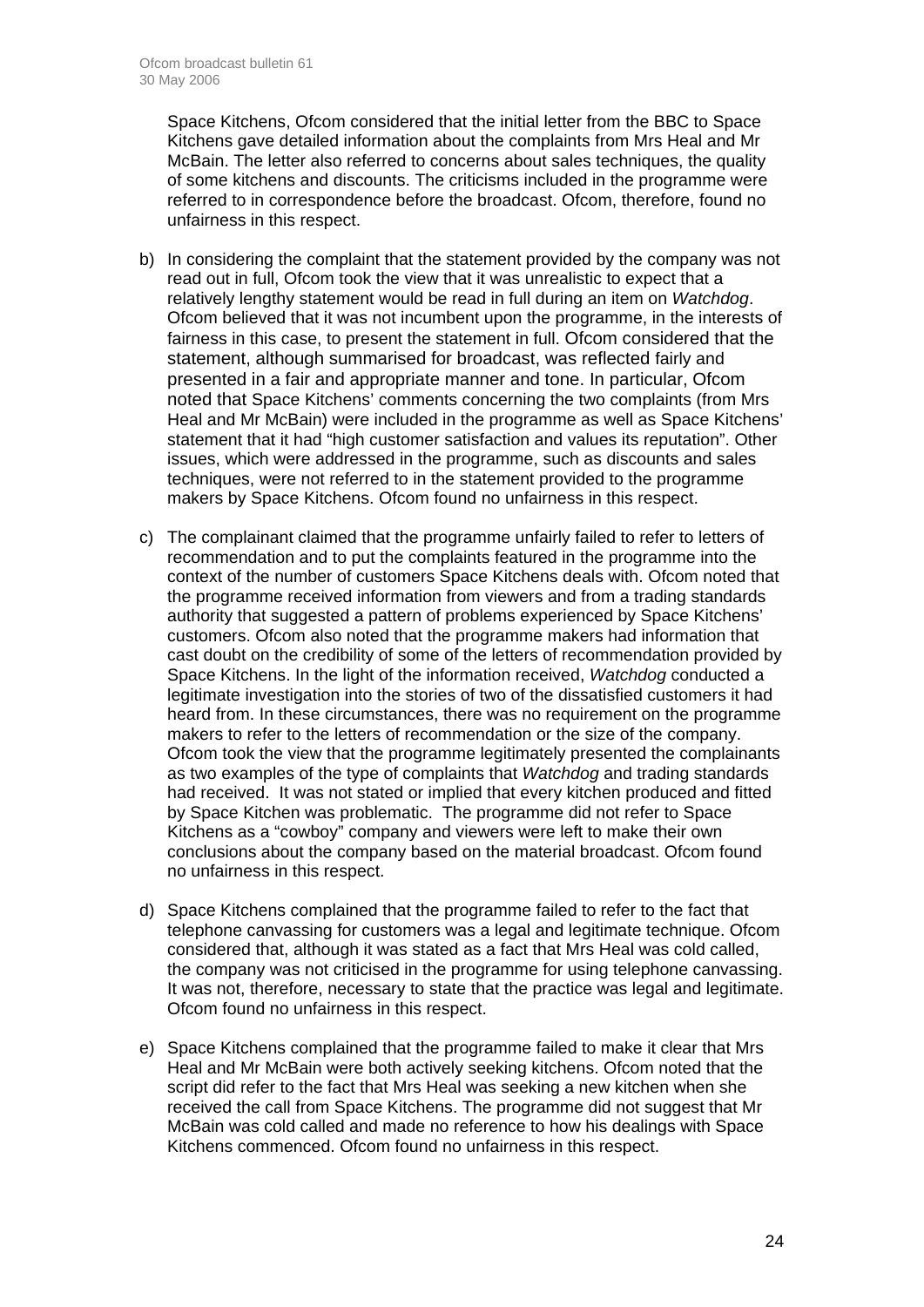Space Kitchens, Ofcom considered that the initial letter from the BBC to Space Kitchens gave detailed information about the complaints from Mrs Heal and Mr McBain. The letter also referred to concerns about sales techniques, the quality of some kitchens and discounts. The criticisms included in the programme were referred to in correspondence before the broadcast. Ofcom, therefore, found no unfairness in this respect.

b) In considering the complaint that the statement provided by the company was not read out in full, Ofcom took the view that it was unrealistic to expect that a relatively lengthy statement would be read in full during an item on *Watchdog*. Ofcom believed that it was not incumbent upon the programme, in the interests of fairness in this case, to present the statement in full. Ofcom considered that the statement, although summarised for broadcast, was reflected fairly and presented in a fair and appropriate manner and tone. In particular, Ofcom noted that Space Kitchens' comments concerning the two complaints (from Mrs Heal and Mr McBain) were included in the programme as well as Space Kitchens' statement that it had "high customer satisfaction and values its reputation". Other issues, which were addressed in the programme, such as discounts and sales techniques, were not referred to in the statement provided to the programme makers by Space Kitchens. Ofcom found no unfairness in this respect.

c) The complainant claimed that the programme unfairly failed to refer to letters of recommendation and to put the complaints featured in the programme into the context of the number of customers Space Kitchens deals with. Ofcom noted that the programme received information from viewers and from a trading standards authority that suggested a pattern of problems experienced by Space Kitchens' customers. Ofcom also noted that the programme makers had information that cast doubt on the credibility of some of the letters of recommendation provided by Space Kitchens. In the light of the information received, *Watchdog* conducted a legitimate investigation into the stories of two of the dissatisfied customers it had heard from. In these circumstances, there was no requirement on the programme makers to refer to the letters of recommendation or the size of the company. Ofcom took the view that the programme legitimately presented the complainants as two examples of the type of complaints that *Watchdog* and trading standards had received. It was not stated or implied that every kitchen produced and fitted by Space Kitchen was problematic. The programme did not refer to Space Kitchens as a "cowboy" company and viewers were left to make their own conclusions about the company based on the material broadcast. Ofcom found no unfairness in this respect.

d) Space Kitchens complained that the programme failed to refer to the fact that telephone canvassing for customers was a legal and legitimate technique. Ofcom considered that, although it was stated as a fact that Mrs Heal was cold called, the company was not criticised in the programme for using telephone canvassing. It was not, therefore, necessary to state that the practice was legal and legitimate. Ofcom found no unfairness in this respect.

e) Space Kitchens complained that the programme failed to make it clear that Mrs Heal and Mr McBain were both actively seeking kitchens. Ofcom noted that the script did refer to the fact that Mrs Heal was seeking a new kitchen when she received the call from Space Kitchens. The programme did not suggest that Mr McBain was cold called and made no reference to how his dealings with Space Kitchens commenced. Ofcom found no unfairness in this respect.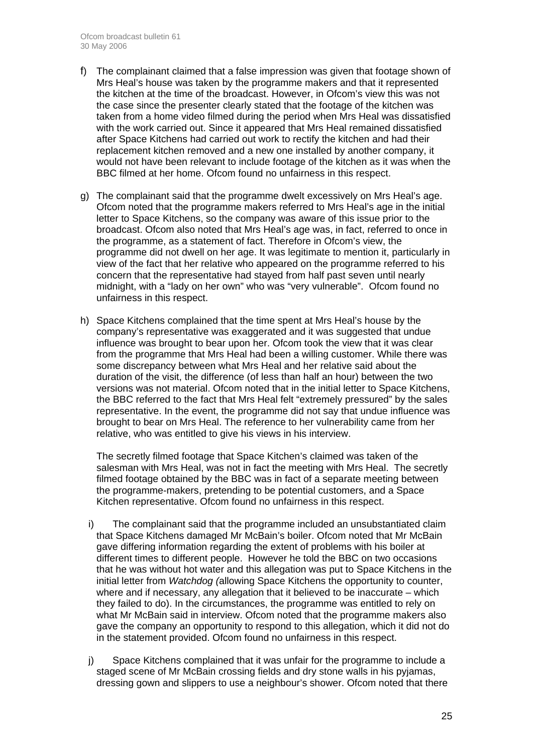f) The complainant claimed that a false impression was given that footage shown of Mrs Heal's house was taken by the programme makers and that it represented the kitchen at the time of the broadcast. However, in Ofcom's view this was not the case since the presenter clearly stated that the footage of the kitchen was taken from a home video filmed during the period when Mrs Heal was dissatisfied with the work carried out. Since it appeared that Mrs Heal remained dissatisfied after Space Kitchens had carried out work to rectify the kitchen and had their replacement kitchen removed and a new one installed by another company, it would not have been relevant to include footage of the kitchen as it was when the BBC filmed at her home. Ofcom found no unfairness in this respect.

g) The complainant said that the programme dwelt excessively on Mrs Heal's age. Ofcom noted that the programme makers referred to Mrs Heal's age in the initial letter to Space Kitchens, so the company was aware of this issue prior to the broadcast. Ofcom also noted that Mrs Heal's age was, in fact, referred to once in the programme, as a statement of fact. Therefore in Ofcom's view, the programme did not dwell on her age. It was legitimate to mention it, particularly in view of the fact that her relative who appeared on the programme referred to his concern that the representative had stayed from half past seven until nearly midnight, with a "lady on her own" who was "very vulnerable". Ofcom found no unfairness in this respect.

h) Space Kitchens complained that the time spent at Mrs Heal's house by the company's representative was exaggerated and it was suggested that undue influence was brought to bear upon her. Ofcom took the view that it was clear from the programme that Mrs Heal had been a willing customer. While there was some discrepancy between what Mrs Heal and her relative said about the duration of the visit, the difference (of less than half an hour) between the two versions was not material. Ofcom noted that in the initial letter to Space Kitchens, the BBC referred to the fact that Mrs Heal felt "extremely pressured" by the sales representative. In the event, the programme did not say that undue influence was brought to bear on Mrs Heal. The reference to her vulnerability came from her relative, who was entitled to give his views in his interview.

   The secretly filmed footage that Space Kitchen's claimed was taken of the salesman with Mrs Heal, was not in fact the meeting with Mrs Heal. The secretly filmed footage obtained by the BBC was in fact of a separate meeting between the programme-makers, pretending to be potential customers, and a Space Kitchen representative. Ofcom found no unfairness in this respect.

i) The complainant said that the programme included an unsubstantiated claim that Space Kitchens damaged Mr McBain's boiler. Ofcom noted that Mr McBain gave differing information regarding the extent of problems with his boiler at different times to different people. However he told the BBC on two occasions that he was without hot water and this allegation was put to Space Kitchens in the initial letter from *Watchdog (*allowing Space Kitchens the opportunity to counter, where and if necessary, any allegation that it believed to be inaccurate – which they failed to do). In the circumstances, the programme was entitled to rely on what Mr McBain said in interview. Ofcom noted that the programme makers also gave the company an opportunity to respond to this allegation, which it did not do in the statement provided. Ofcom found no unfairness in this respect.

j) Space Kitchens complained that it was unfair for the programme to include a staged scene of Mr McBain crossing fields and dry stone walls in his pyjamas, dressing gown and slippers to use a neighbour's shower. Ofcom noted that there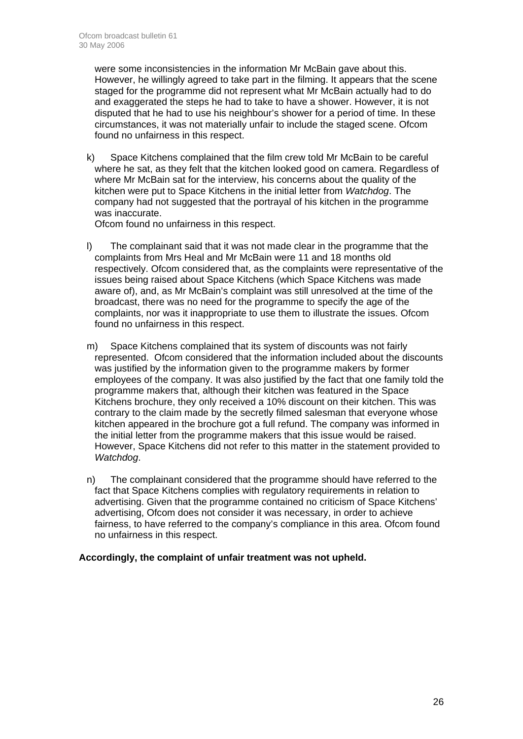were some inconsistencies in the information Mr McBain gave about this. However, he willingly agreed to take part in the filming. It appears that the scene staged for the programme did not represent what Mr McBain actually had to do and exaggerated the steps he had to take to have a shower. However, it is not disputed that he had to use his neighbour's shower for a period of time. In these circumstances, it was not materially unfair to include the staged scene. Ofcom found no unfairness in this respect.

k) Space Kitchens complained that the film crew told Mr McBain to be careful where he sat, as they felt that the kitchen looked good on camera. Regardless of where Mr McBain sat for the interview, his concerns about the quality of the kitchen were put to Space Kitchens in the initial letter from *Watchdog*. The company had not suggested that the portrayal of his kitchen in the programme was inaccurate.
Ofcom found no unfairness in this respect.

l) The complainant said that it was not made clear in the programme that the complaints from Mrs Heal and Mr McBain were 11 and 18 months old respectively. Ofcom considered that, as the complaints were representative of the issues being raised about Space Kitchens (which Space Kitchens was made aware of), and, as Mr McBain's complaint was still unresolved at the time of the broadcast, there was no need for the programme to specify the age of the complaints, nor was it inappropriate to use them to illustrate the issues. Ofcom found no unfairness in this respect.

m) Space Kitchens complained that its system of discounts was not fairly represented. Ofcom considered that the information included about the discounts was justified by the information given to the programme makers by former employees of the company. It was also justified by the fact that one family told the programme makers that, although their kitchen was featured in the Space Kitchens brochure, they only received a 10% discount on their kitchen. This was contrary to the claim made by the secretly filmed salesman that everyone whose kitchen appeared in the brochure got a full refund. The company was informed in the initial letter from the programme makers that this issue would be raised. However, Space Kitchens did not refer to this matter in the statement provided to *Watchdog*.

n) The complainant considered that the programme should have referred to the fact that Space Kitchens complies with regulatory requirements in relation to advertising. Given that the programme contained no criticism of Space Kitchens' advertising, Ofcom does not consider it was necessary, in order to achieve fairness, to have referred to the company's compliance in this area. Ofcom found no unfairness in this respect.

**Accordingly, the complaint of unfair treatment was not upheld.**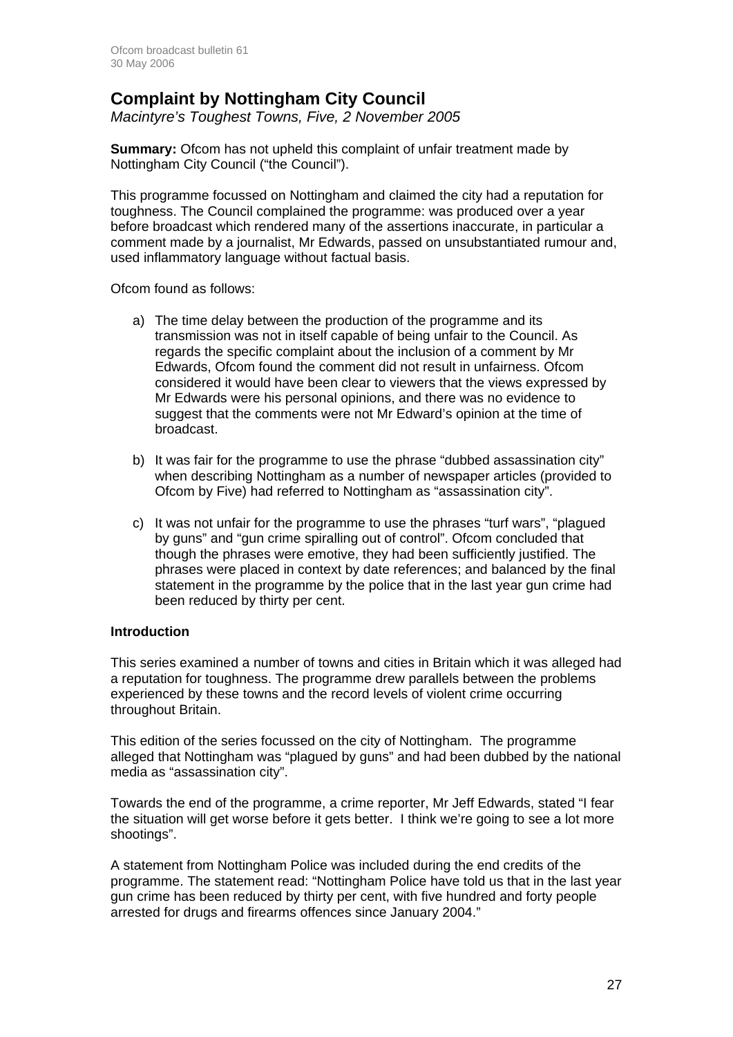## Complaint by Nottingham City Council

*Macintyre's Toughest Towns, Five, 2 November 2005*

**Summary:** Ofcom has not upheld this complaint of unfair treatment made by Nottingham City Council ("the Council").

This programme focussed on Nottingham and claimed the city had a reputation for toughness. The Council complained the programme: was produced over a year before broadcast which rendered many of the assertions inaccurate, in particular a comment made by a journalist, Mr Edwards, passed on unsubstantiated rumour and, used inflammatory language without factual basis.

Ofcom found as follows:

a) The time delay between the production of the programme and its transmission was not in itself capable of being unfair to the Council. As regards the specific complaint about the inclusion of a comment by Mr Edwards, Ofcom found the comment did not result in unfairness. Ofcom considered it would have been clear to viewers that the views expressed by Mr Edwards were his personal opinions, and there was no evidence to suggest that the comments were not Mr Edward's opinion at the time of broadcast.

b) It was fair for the programme to use the phrase "dubbed assassination city" when describing Nottingham as a number of newspaper articles (provided to Ofcom by Five) had referred to Nottingham as "assassination city".

c) It was not unfair for the programme to use the phrases "turf wars", "plagued by guns" and "gun crime spiralling out of control". Ofcom concluded that though the phrases were emotive, they had been sufficiently justified. The phrases were placed in context by date references; and balanced by the final statement in the programme by the police that in the last year gun crime had been reduced by thirty per cent.

### Introduction

This series examined a number of towns and cities in Britain which it was alleged had a reputation for toughness. The programme drew parallels between the problems experienced by these towns and the record levels of violent crime occurring throughout Britain.

This edition of the series focussed on the city of Nottingham. The programme alleged that Nottingham was "plagued by guns" and had been dubbed by the national media as "assassination city".

Towards the end of the programme, a crime reporter, Mr Jeff Edwards, stated "I fear the situation will get worse before it gets better. I think we're going to see a lot more shootings".

A statement from Nottingham Police was included during the end credits of the programme. The statement read: "Nottingham Police have told us that in the last year gun crime has been reduced by thirty per cent, with five hundred and forty people arrested for drugs and firearms offences since January 2004."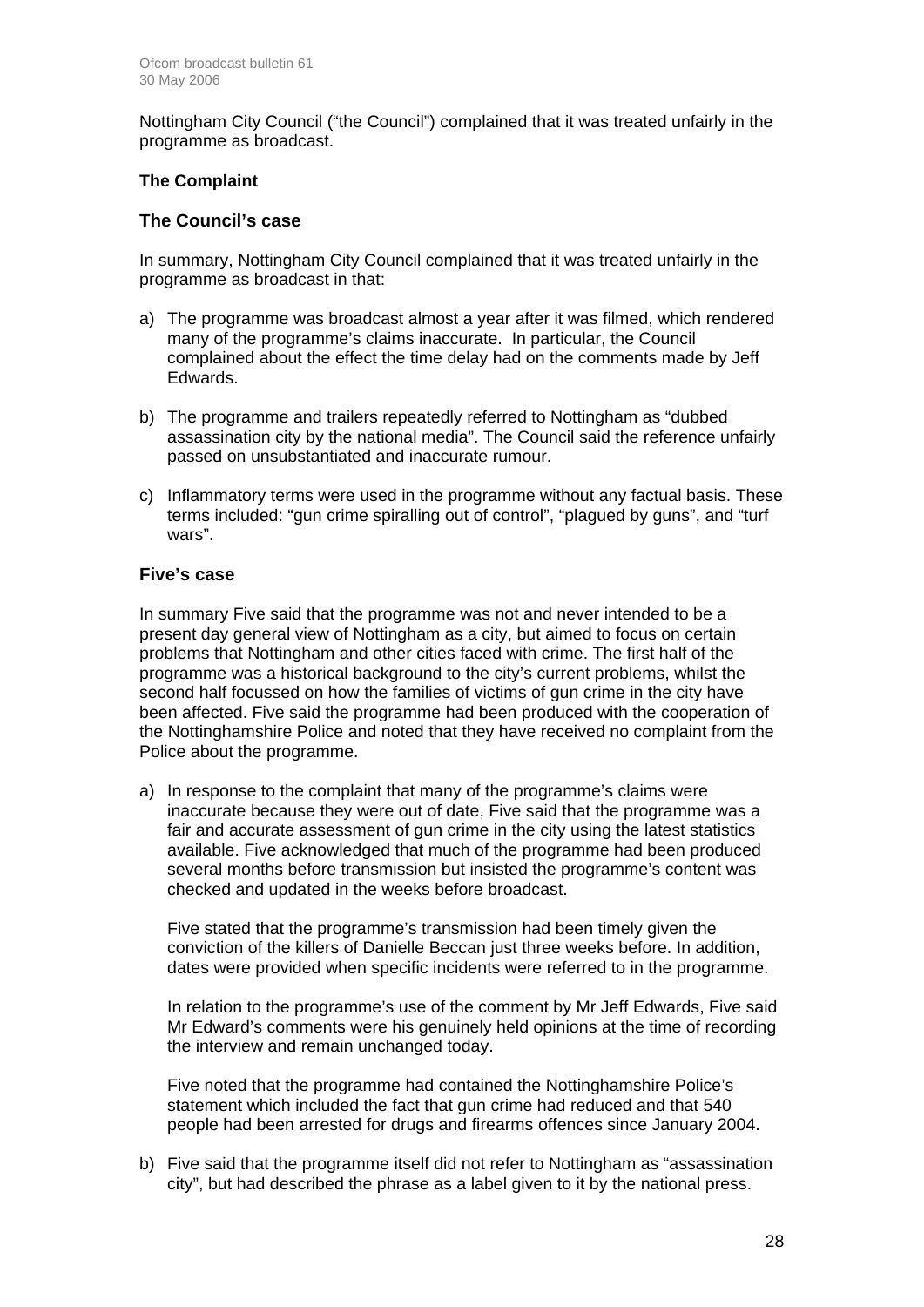Nottingham City Council ("the Council") complained that it was treated unfairly in the programme as broadcast.

### The Complaint

### The Council's case

In summary, Nottingham City Council complained that it was treated unfairly in the programme as broadcast in that:

a) The programme was broadcast almost a year after it was filmed, which rendered many of the programme's claims inaccurate. In particular, the Council complained about the effect the time delay had on the comments made by Jeff Edwards.

b) The programme and trailers repeatedly referred to Nottingham as "dubbed assassination city by the national media". The Council said the reference unfairly passed on unsubstantiated and inaccurate rumour.

c) Inflammatory terms were used in the programme without any factual basis. These terms included: "gun crime spiralling out of control", "plagued by guns", and "turf wars".

### Five's case

In summary Five said that the programme was not and never intended to be a present day general view of Nottingham as a city, but aimed to focus on certain problems that Nottingham and other cities faced with crime. The first half of the programme was a historical background to the city's current problems, whilst the second half focussed on how the families of victims of gun crime in the city have been affected. Five said the programme had been produced with the cooperation of the Nottinghamshire Police and noted that they have received no complaint from the Police about the programme.

a) In response to the complaint that many of the programme's claims were inaccurate because they were out of date, Five said that the programme was a fair and accurate assessment of gun crime in the city using the latest statistics available. Five acknowledged that much of the programme had been produced several months before transmission but insisted the programme's content was checked and updated in the weeks before broadcast.

   Five stated that the programme's transmission had been timely given the conviction of the killers of Danielle Beccan just three weeks before. In addition, dates were provided when specific incidents were referred to in the programme.

   In relation to the programme's use of the comment by Mr Jeff Edwards, Five said Mr Edward's comments were his genuinely held opinions at the time of recording the interview and remain unchanged today.

   Five noted that the programme had contained the Nottinghamshire Police's statement which included the fact that gun crime had reduced and that 540 people had been arrested for drugs and firearms offences since January 2004.

b) Five said that the programme itself did not refer to Nottingham as "assassination city", but had described the phrase as a label given to it by the national press.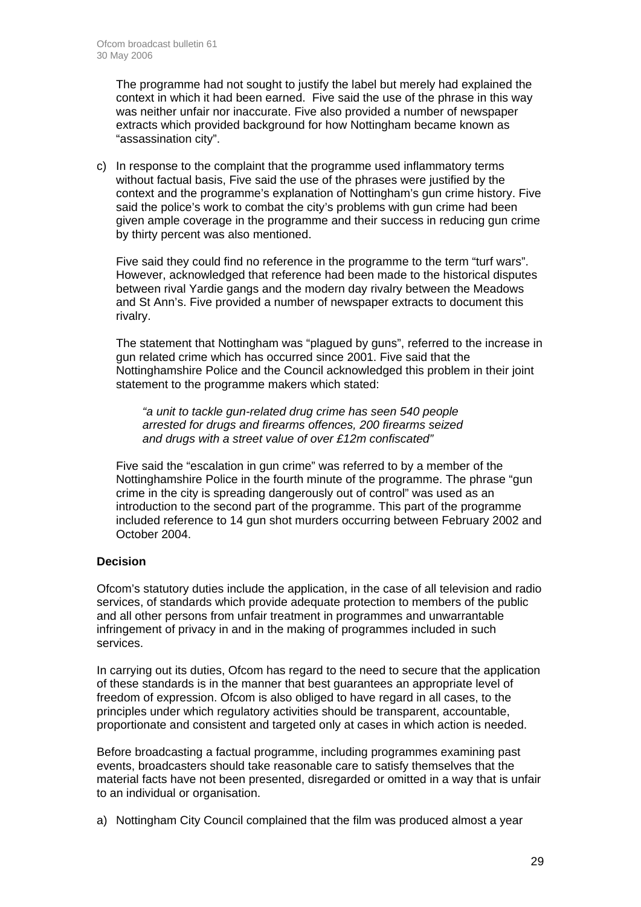The programme had not sought to justify the label but merely had explained the context in which it had been earned. Five said the use of the phrase in this way was neither unfair nor inaccurate. Five also provided a number of newspaper extracts which provided background for how Nottingham became known as "assassination city".

c) In response to the complaint that the programme used inflammatory terms without factual basis, Five said the use of the phrases were justified by the context and the programme's explanation of Nottingham's gun crime history. Five said the police's work to combat the city's problems with gun crime had been given ample coverage in the programme and their success in reducing gun crime by thirty percent was also mentioned.

   Five said they could find no reference in the programme to the term "turf wars". However, acknowledged that reference had been made to the historical disputes between rival Yardie gangs and the modern day rivalry between the Meadows and St Ann's. Five provided a number of newspaper extracts to document this rivalry.

   The statement that Nottingham was "plagued by guns", referred to the increase in gun related crime which has occurred since 2001. Five said that the Nottinghamshire Police and the Council acknowledged this problem in their joint statement to the programme makers which stated:

   > *"a unit to tackle gun-related drug crime has seen 540 people arrested for drugs and firearms offences, 200 firearms seized and drugs with a street value of over £12m confiscated"*

   Five said the "escalation in gun crime" was referred to by a member of the Nottinghamshire Police in the fourth minute of the programme. The phrase "gun crime in the city is spreading dangerously out of control" was used as an introduction to the second part of the programme. This part of the programme included reference to 14 gun shot murders occurring between February 2002 and October 2004.

**Decision**

Ofcom's statutory duties include the application, in the case of all television and radio services, of standards which provide adequate protection to members of the public and all other persons from unfair treatment in programmes and unwarrantable infringement of privacy in and in the making of programmes included in such services.

In carrying out its duties, Ofcom has regard to the need to secure that the application of these standards is in the manner that best guarantees an appropriate level of freedom of expression. Ofcom is also obliged to have regard in all cases, to the principles under which regulatory activities should be transparent, accountable, proportionate and consistent and targeted only at cases in which action is needed.

Before broadcasting a factual programme, including programmes examining past events, broadcasters should take reasonable care to satisfy themselves that the material facts have not been presented, disregarded or omitted in a way that is unfair to an individual or organisation.

a) Nottingham City Council complained that the film was produced almost a year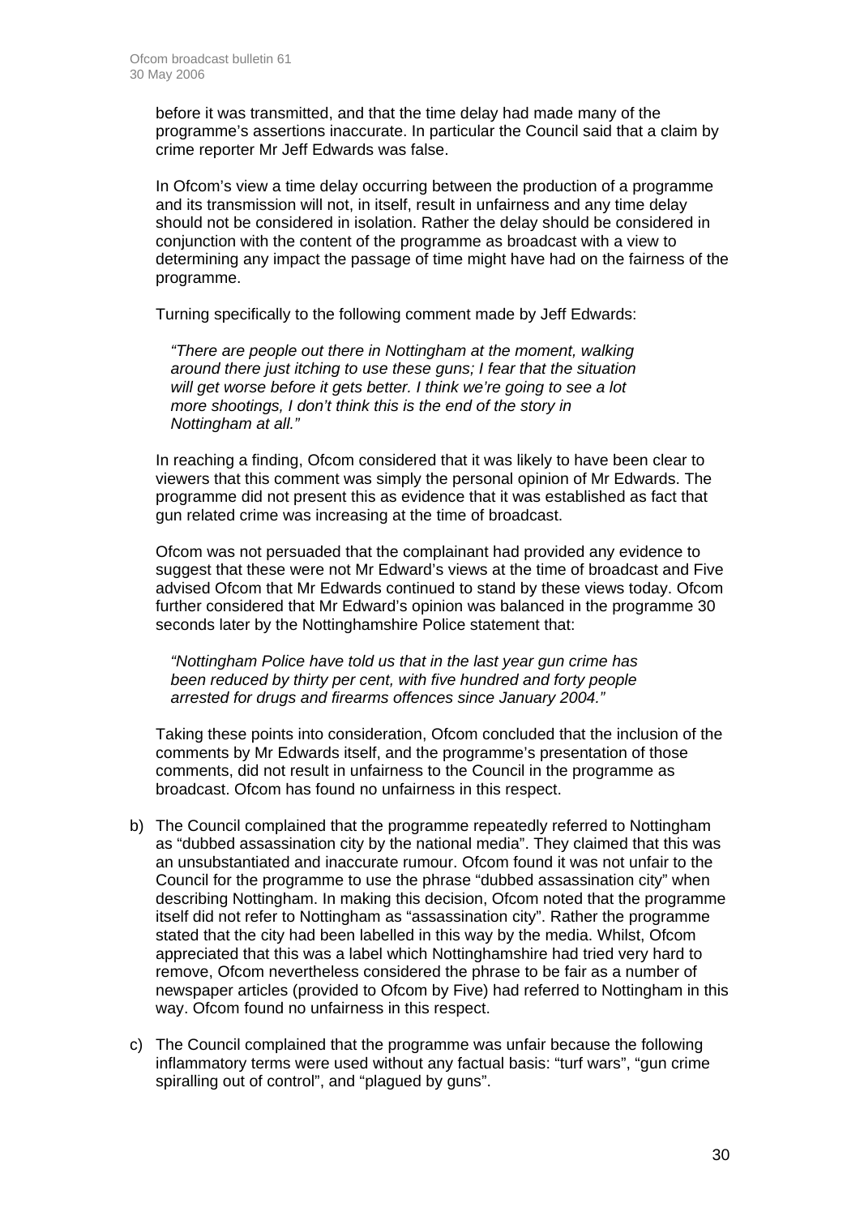before it was transmitted, and that the time delay had made many of the programme's assertions inaccurate. In particular the Council said that a claim by crime reporter Mr Jeff Edwards was false.

In Ofcom's view a time delay occurring between the production of a programme and its transmission will not, in itself, result in unfairness and any time delay should not be considered in isolation. Rather the delay should be considered in conjunction with the content of the programme as broadcast with a view to determining any impact the passage of time might have had on the fairness of the programme.

Turning specifically to the following comment made by Jeff Edwards:

> *"There are people out there in Nottingham at the moment, walking around there just itching to use these guns; I fear that the situation will get worse before it gets better. I think we're going to see a lot more shootings, I don't think this is the end of the story in Nottingham at all."*

In reaching a finding, Ofcom considered that it was likely to have been clear to viewers that this comment was simply the personal opinion of Mr Edwards. The programme did not present this as evidence that it was established as fact that gun related crime was increasing at the time of broadcast.

Ofcom was not persuaded that the complainant had provided any evidence to suggest that these were not Mr Edward's views at the time of broadcast and Five advised Ofcom that Mr Edwards continued to stand by these views today. Ofcom further considered that Mr Edward's opinion was balanced in the programme 30 seconds later by the Nottinghamshire Police statement that:

> *"Nottingham Police have told us that in the last year gun crime has been reduced by thirty per cent, with five hundred and forty people arrested for drugs and firearms offences since January 2004."*

Taking these points into consideration, Ofcom concluded that the inclusion of the comments by Mr Edwards itself, and the programme's presentation of those comments, did not result in unfairness to the Council in the programme as broadcast. Ofcom has found no unfairness in this respect.

b) The Council complained that the programme repeatedly referred to Nottingham as "dubbed assassination city by the national media". They claimed that this was an unsubstantiated and inaccurate rumour. Ofcom found it was not unfair to the Council for the programme to use the phrase "dubbed assassination city" when describing Nottingham. In making this decision, Ofcom noted that the programme itself did not refer to Nottingham as "assassination city". Rather the programme stated that the city had been labelled in this way by the media. Whilst, Ofcom appreciated that this was a label which Nottinghamshire had tried very hard to remove, Ofcom nevertheless considered the phrase to be fair as a number of newspaper articles (provided to Ofcom by Five) had referred to Nottingham in this way. Ofcom found no unfairness in this respect.

c) The Council complained that the programme was unfair because the following inflammatory terms were used without any factual basis: "turf wars", "gun crime spiralling out of control", and "plagued by guns".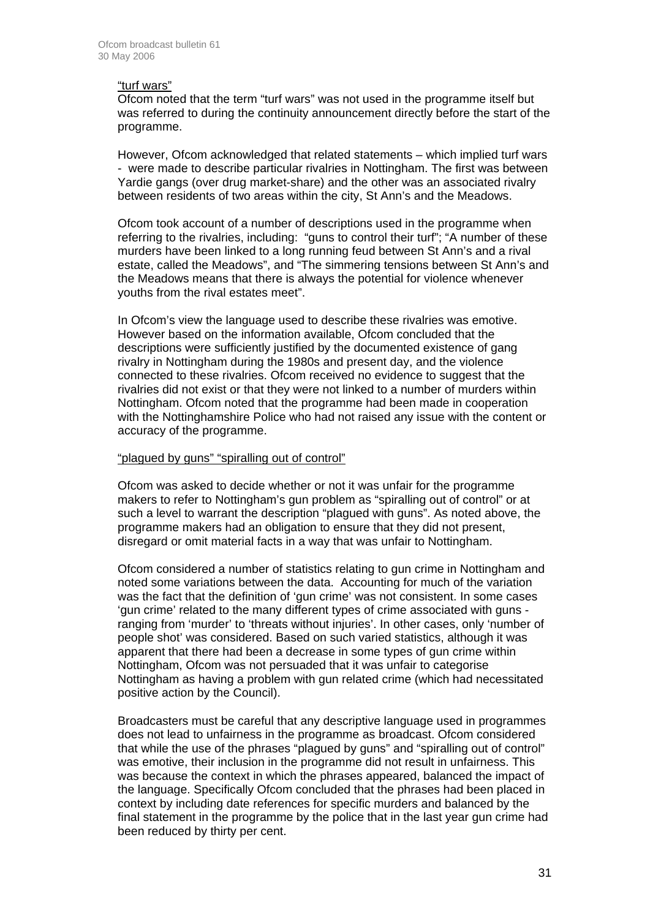"turf wars"

Ofcom noted that the term "turf wars" was not used in the programme itself but was referred to during the continuity announcement directly before the start of the programme.

However, Ofcom acknowledged that related statements – which implied turf wars - were made to describe particular rivalries in Nottingham. The first was between Yardie gangs (over drug market-share) and the other was an associated rivalry between residents of two areas within the city, St Ann's and the Meadows.

Ofcom took account of a number of descriptions used in the programme when referring to the rivalries, including: "guns to control their turf"; "A number of these murders have been linked to a long running feud between St Ann's and a rival estate, called the Meadows", and "The simmering tensions between St Ann's and the Meadows means that there is always the potential for violence whenever youths from the rival estates meet".

In Ofcom's view the language used to describe these rivalries was emotive. However based on the information available, Ofcom concluded that the descriptions were sufficiently justified by the documented existence of gang rivalry in Nottingham during the 1980s and present day, and the violence connected to these rivalries. Ofcom received no evidence to suggest that the rivalries did not exist or that they were not linked to a number of murders within Nottingham. Ofcom noted that the programme had been made in cooperation with the Nottinghamshire Police who had not raised any issue with the content or accuracy of the programme.

"plagued by guns" "spiralling out of control"

Ofcom was asked to decide whether or not it was unfair for the programme makers to refer to Nottingham's gun problem as "spiralling out of control" or at such a level to warrant the description "plagued with guns". As noted above, the programme makers had an obligation to ensure that they did not present, disregard or omit material facts in a way that was unfair to Nottingham.

Ofcom considered a number of statistics relating to gun crime in Nottingham and noted some variations between the data. Accounting for much of the variation was the fact that the definition of 'gun crime' was not consistent. In some cases 'gun crime' related to the many different types of crime associated with guns - ranging from 'murder' to 'threats without injuries'. In other cases, only 'number of people shot' was considered. Based on such varied statistics, although it was apparent that there had been a decrease in some types of gun crime within Nottingham, Ofcom was not persuaded that it was unfair to categorise Nottingham as having a problem with gun related crime (which had necessitated positive action by the Council).

Broadcasters must be careful that any descriptive language used in programmes does not lead to unfairness in the programme as broadcast. Ofcom considered that while the use of the phrases "plagued by guns" and "spiralling out of control" was emotive, their inclusion in the programme did not result in unfairness. This was because the context in which the phrases appeared, balanced the impact of the language. Specifically Ofcom concluded that the phrases had been placed in context by including date references for specific murders and balanced by the final statement in the programme by the police that in the last year gun crime had been reduced by thirty per cent.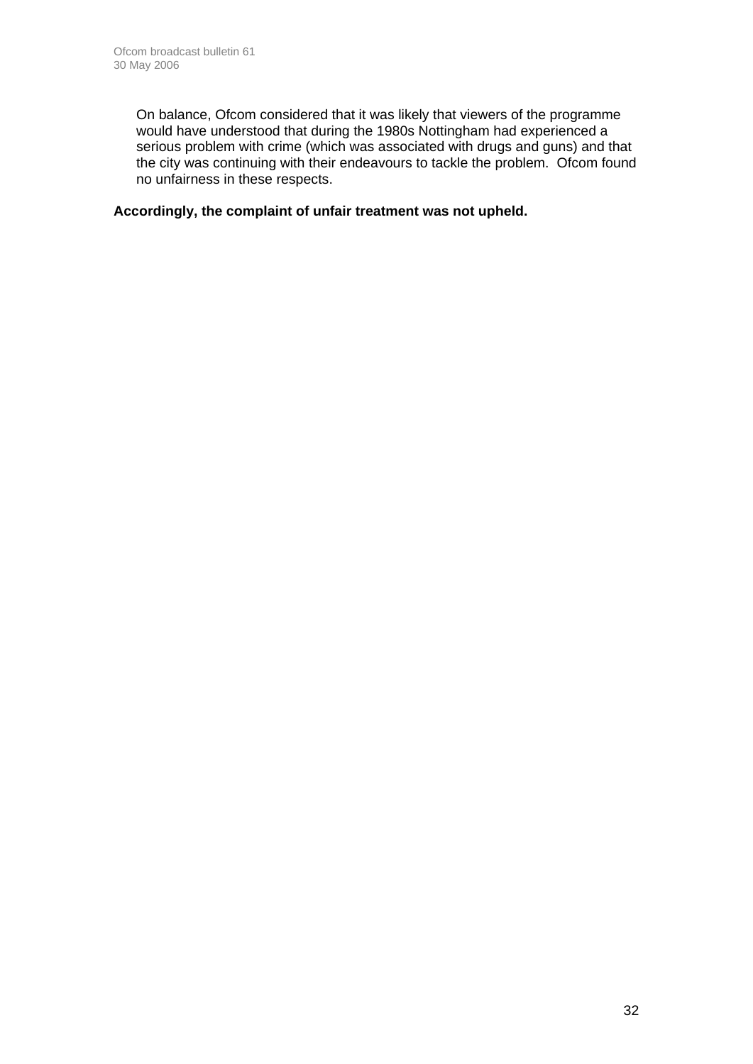On balance, Ofcom considered that it was likely that viewers of the programme would have understood that during the 1980s Nottingham had experienced a serious problem with crime (which was associated with drugs and guns) and that the city was continuing with their endeavours to tackle the problem. Ofcom found no unfairness in these respects.

**Accordingly, the complaint of unfair treatment was not upheld.**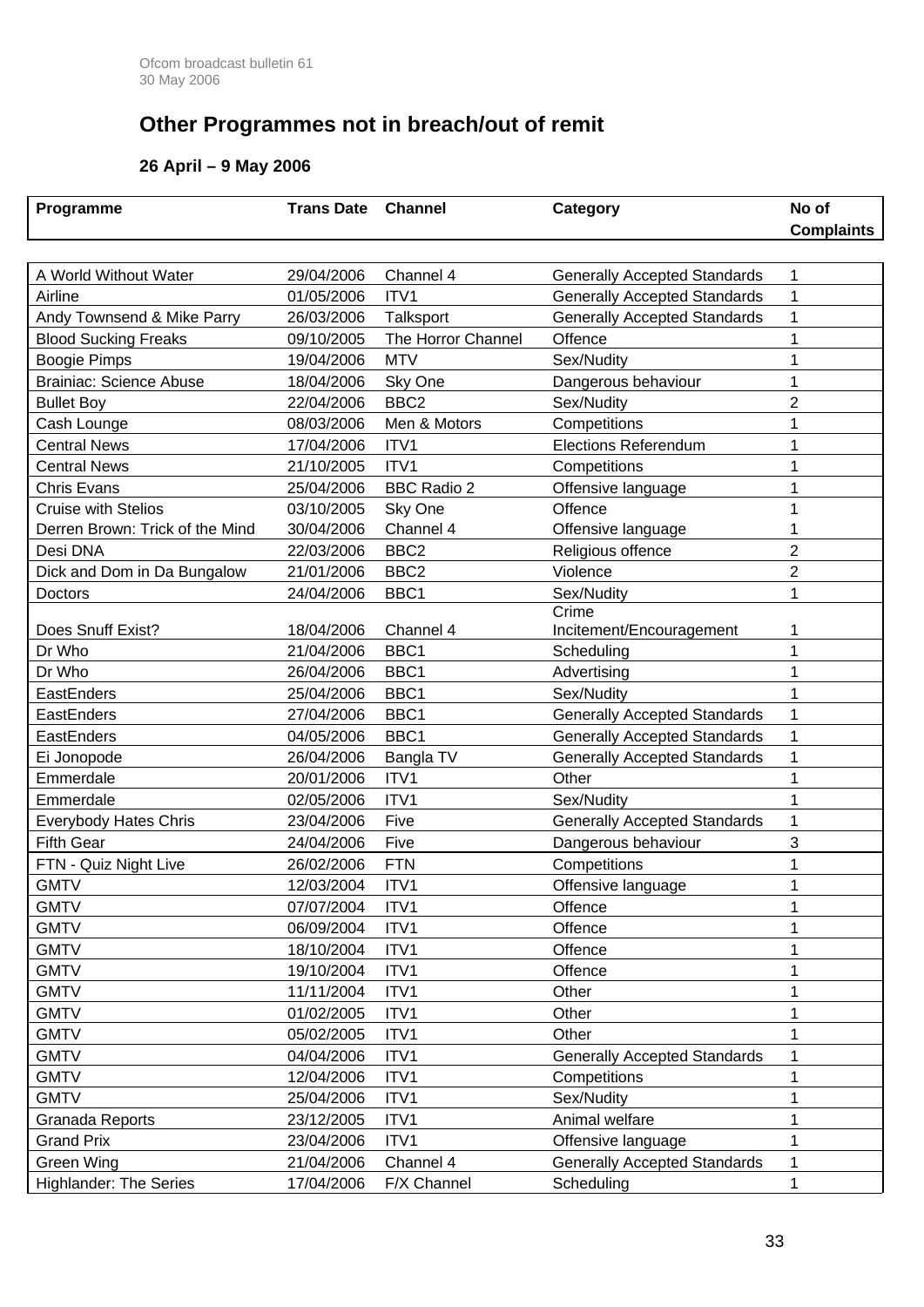## Other Programmes not in breach/out of remit

### 26 April – 9 May 2006

| Programme | Trans Date | Channel | Category | No of Complaints |
|---|---|---|---|---|
| A World Without Water | 29/04/2006 | Channel 4 | Generally Accepted Standards | 1 |
| Airline | 01/05/2006 | ITV1 | Generally Accepted Standards | 1 |
| Andy Townsend & Mike Parry | 26/03/2006 | Talksport | Generally Accepted Standards | 1 |
| Blood Sucking Freaks | 09/10/2005 | The Horror Channel | Offence | 1 |
| Boogie Pimps | 19/04/2006 | MTV | Sex/Nudity | 1 |
| Brainiac: Science Abuse | 18/04/2006 | Sky One | Dangerous behaviour | 1 |
| Bullet Boy | 22/04/2006 | BBC2 | Sex/Nudity | 2 |
| Cash Lounge | 08/03/2006 | Men & Motors | Competitions | 1 |
| Central News | 17/04/2006 | ITV1 | Elections Referendum | 1 |
| Central News | 21/10/2005 | ITV1 | Competitions | 1 |
| Chris Evans | 25/04/2006 | BBC Radio 2 | Offensive language | 1 |
| Cruise with Stelios | 03/10/2005 | Sky One | Offence | 1 |
| Derren Brown: Trick of the Mind | 30/04/2006 | Channel 4 | Offensive language | 1 |
| Desi DNA | 22/03/2006 | BBC2 | Religious offence | 2 |
| Dick and Dom in Da Bungalow | 21/01/2006 | BBC2 | Violence | 2 |
| Doctors | 24/04/2006 | BBC1 | Sex/Nudity | 1 |
| Does Snuff Exist? | 18/04/2006 | Channel 4 | Crime Incitement/Encouragement | 1 |
| Dr Who | 21/04/2006 | BBC1 | Scheduling | 1 |
| Dr Who | 26/04/2006 | BBC1 | Advertising | 1 |
| EastEnders | 25/04/2006 | BBC1 | Sex/Nudity | 1 |
| EastEnders | 27/04/2006 | BBC1 | Generally Accepted Standards | 1 |
| EastEnders | 04/05/2006 | BBC1 | Generally Accepted Standards | 1 |
| Ei Jonopode | 26/04/2006 | Bangla TV | Generally Accepted Standards | 1 |
| Emmerdale | 20/01/2006 | ITV1 | Other | 1 |
| Emmerdale | 02/05/2006 | ITV1 | Sex/Nudity | 1 |
| Everybody Hates Chris | 23/04/2006 | Five | Generally Accepted Standards | 1 |
| Fifth Gear | 24/04/2006 | Five | Dangerous behaviour | 3 |
| FTN - Quiz Night Live | 26/02/2006 | FTN | Competitions | 1 |
| GMTV | 12/03/2004 | ITV1 | Offensive language | 1 |
| GMTV | 07/07/2004 | ITV1 | Offence | 1 |
| GMTV | 06/09/2004 | ITV1 | Offence | 1 |
| GMTV | 18/10/2004 | ITV1 | Offence | 1 |
| GMTV | 19/10/2004 | ITV1 | Offence | 1 |
| GMTV | 11/11/2004 | ITV1 | Other | 1 |
| GMTV | 01/02/2005 | ITV1 | Other | 1 |
| GMTV | 05/02/2005 | ITV1 | Other | 1 |
| GMTV | 04/04/2006 | ITV1 | Generally Accepted Standards | 1 |
| GMTV | 12/04/2006 | ITV1 | Competitions | 1 |
| GMTV | 25/04/2006 | ITV1 | Sex/Nudity | 1 |
| Granada Reports | 23/12/2005 | ITV1 | Animal welfare | 1 |
| Grand Prix | 23/04/2006 | ITV1 | Offensive language | 1 |
| Green Wing | 21/04/2006 | Channel 4 | Generally Accepted Standards | 1 |
| Highlander: The Series | 17/04/2006 | F/X Channel | Scheduling | 1 |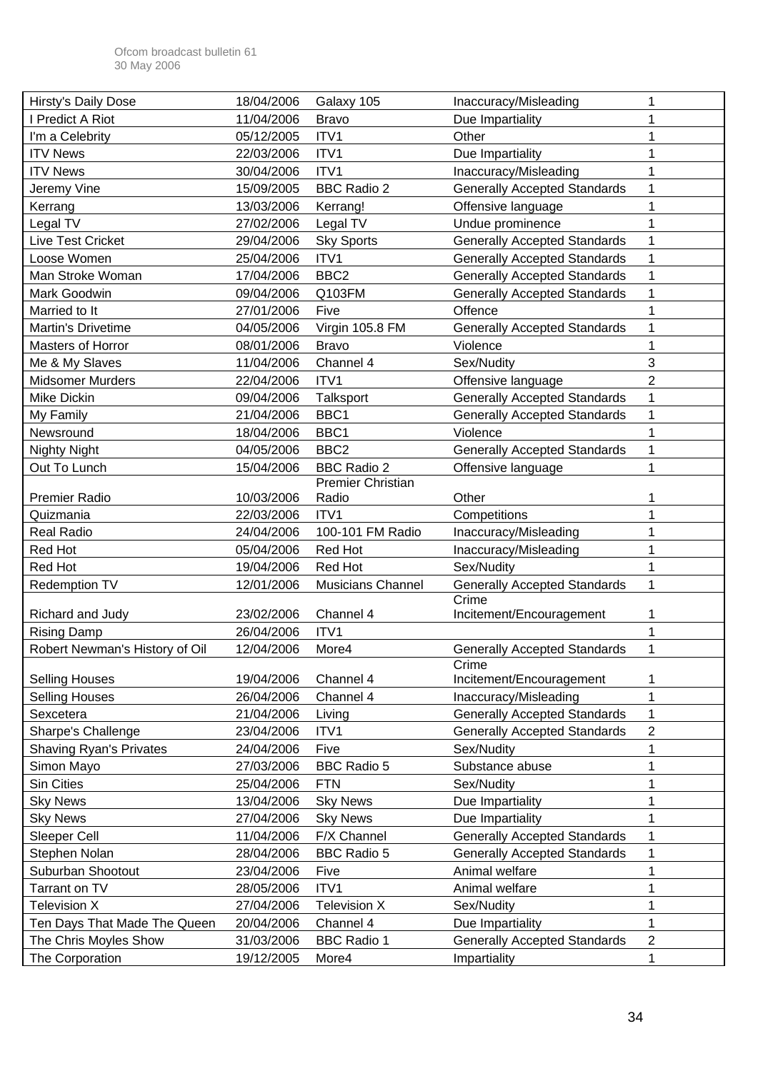| Hirsty's Daily Dose | 18/04/2006 | Galaxy 105 | Inaccuracy/Misleading | 1 |
|---|---|---|---|---|
| I Predict A Riot | 11/04/2006 | Bravo | Due Impartiality | 1 |
| I'm a Celebrity | 05/12/2005 | ITV1 | Other | 1 |
| ITV News | 22/03/2006 | ITV1 | Due Impartiality | 1 |
| ITV News | 30/04/2006 | ITV1 | Inaccuracy/Misleading | 1 |
| Jeremy Vine | 15/09/2005 | BBC Radio 2 | Generally Accepted Standards | 1 |
| Kerrang | 13/03/2006 | Kerrang! | Offensive language | 1 |
| Legal TV | 27/02/2006 | Legal TV | Undue prominence | 1 |
| Live Test Cricket | 29/04/2006 | Sky Sports | Generally Accepted Standards | 1 |
| Loose Women | 25/04/2006 | ITV1 | Generally Accepted Standards | 1 |
| Man Stroke Woman | 17/04/2006 | BBC2 | Generally Accepted Standards | 1 |
| Mark Goodwin | 09/04/2006 | Q103FM | Generally Accepted Standards | 1 |
| Married to It | 27/01/2006 | Five | Offence | 1 |
| Martin's Drivetime | 04/05/2006 | Virgin 105.8 FM | Generally Accepted Standards | 1 |
| Masters of Horror | 08/01/2006 | Bravo | Violence | 1 |
| Me & My Slaves | 11/04/2006 | Channel 4 | Sex/Nudity | 3 |
| Midsomer Murders | 22/04/2006 | ITV1 | Offensive language | 2 |
| Mike Dickin | 09/04/2006 | Talksport | Generally Accepted Standards | 1 |
| My Family | 21/04/2006 | BBC1 | Generally Accepted Standards | 1 |
| Newsround | 18/04/2006 | BBC1 | Violence | 1 |
| Nighty Night | 04/05/2006 | BBC2 | Generally Accepted Standards | 1 |
| Out To Lunch | 15/04/2006 | BBC Radio 2 | Offensive language | 1 |
| Premier Radio | 10/03/2006 | Premier Christian Radio | Other | 1 |
| Quizmania | 22/03/2006 | ITV1 | Competitions | 1 |
| Real Radio | 24/04/2006 | 100-101 FM Radio | Inaccuracy/Misleading | 1 |
| Red Hot | 05/04/2006 | Red Hot | Inaccuracy/Misleading | 1 |
| Red Hot | 19/04/2006 | Red Hot | Sex/Nudity | 1 |
| Redemption TV | 12/01/2006 | Musicians Channel | Generally Accepted Standards | 1 |
| Richard and Judy | 23/02/2006 | Channel 4 | Crime Incitement/Encouragement | 1 |
| Rising Damp | 26/04/2006 | ITV1 | | 1 |
| Robert Newman's History of Oil | 12/04/2006 | More4 | Generally Accepted Standards | 1 |
| Selling Houses | 19/04/2006 | Channel 4 | Crime Incitement/Encouragement | 1 |
| Selling Houses | 26/04/2006 | Channel 4 | Inaccuracy/Misleading | 1 |
| Sexcetera | 21/04/2006 | Living | Generally Accepted Standards | 1 |
| Sharpe's Challenge | 23/04/2006 | ITV1 | Generally Accepted Standards | 2 |
| Shaving Ryan's Privates | 24/04/2006 | Five | Sex/Nudity | 1 |
| Simon Mayo | 27/03/2006 | BBC Radio 5 | Substance abuse | 1 |
| Sin Cities | 25/04/2006 | FTN | Sex/Nudity | 1 |
| Sky News | 13/04/2006 | Sky News | Due Impartiality | 1 |
| Sky News | 27/04/2006 | Sky News | Due Impartiality | 1 |
| Sleeper Cell | 11/04/2006 | F/X Channel | Generally Accepted Standards | 1 |
| Stephen Nolan | 28/04/2006 | BBC Radio 5 | Generally Accepted Standards | 1 |
| Suburban Shootout | 23/04/2006 | Five | Animal welfare | 1 |
| Tarrant on TV | 28/05/2006 | ITV1 | Animal welfare | 1 |
| Television X | 27/04/2006 | Television X | Sex/Nudity | 1 |
| Ten Days That Made The Queen | 20/04/2006 | Channel 4 | Due Impartiality | 1 |
| The Chris Moyles Show | 31/03/2006 | BBC Radio 1 | Generally Accepted Standards | 2 |
| The Corporation | 19/12/2005 | More4 | Impartiality | 1 |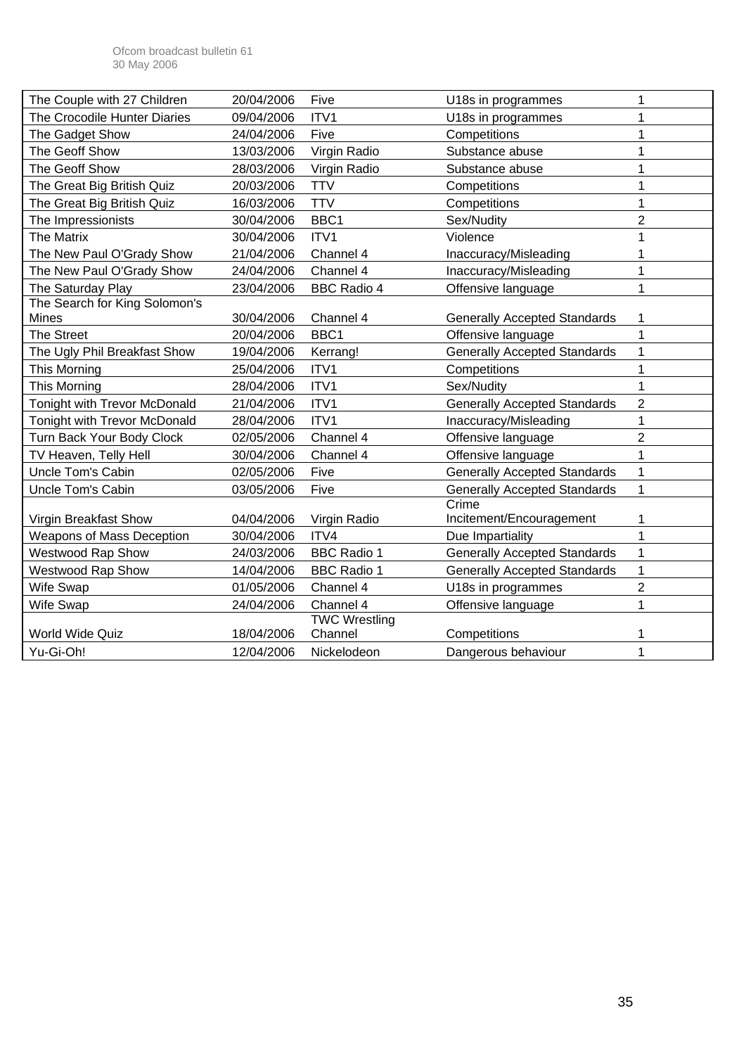| | | | | |
|---|---|---|---|---|
| The Couple with 27 Children | 20/04/2006 | Five | U18s in programmes | 1 |
| The Crocodile Hunter Diaries | 09/04/2006 | ITV1 | U18s in programmes | 1 |
| The Gadget Show | 24/04/2006 | Five | Competitions | 1 |
| The Geoff Show | 13/03/2006 | Virgin Radio | Substance abuse | 1 |
| The Geoff Show | 28/03/2006 | Virgin Radio | Substance abuse | 1 |
| The Great Big British Quiz | 20/03/2006 | TTV | Competitions | 1 |
| The Great Big British Quiz | 16/03/2006 | TTV | Competitions | 1 |
| The Impressionists | 30/04/2006 | BBC1 | Sex/Nudity | 2 |
| The Matrix | 30/04/2006 | ITV1 | Violence | 1 |
| The New Paul O'Grady Show | 21/04/2006 | Channel 4 | Inaccuracy/Misleading | 1 |
| The New Paul O'Grady Show | 24/04/2006 | Channel 4 | Inaccuracy/Misleading | 1 |
| The Saturday Play | 23/04/2006 | BBC Radio 4 | Offensive language | 1 |
| The Search for King Solomon's Mines | 30/04/2006 | Channel 4 | Generally Accepted Standards | 1 |
| The Street | 20/04/2006 | BBC1 | Offensive language | 1 |
| The Ugly Phil Breakfast Show | 19/04/2006 | Kerrang! | Generally Accepted Standards | 1 |
| This Morning | 25/04/2006 | ITV1 | Competitions | 1 |
| This Morning | 28/04/2006 | ITV1 | Sex/Nudity | 1 |
| Tonight with Trevor McDonald | 21/04/2006 | ITV1 | Generally Accepted Standards | 2 |
| Tonight with Trevor McDonald | 28/04/2006 | ITV1 | Inaccuracy/Misleading | 1 |
| Turn Back Your Body Clock | 02/05/2006 | Channel 4 | Offensive language | 2 |
| TV Heaven, Telly Hell | 30/04/2006 | Channel 4 | Offensive language | 1 |
| Uncle Tom's Cabin | 02/05/2006 | Five | Generally Accepted Standards | 1 |
| Uncle Tom's Cabin | 03/05/2006 | Five | Generally Accepted Standards | 1 |
| Virgin Breakfast Show | 04/04/2006 | Virgin Radio | Crime Incitement/Encouragement | 1 |
| Weapons of Mass Deception | 30/04/2006 | ITV4 | Due Impartiality | 1 |
| Westwood Rap Show | 24/03/2006 | BBC Radio 1 | Generally Accepted Standards | 1 |
| Westwood Rap Show | 14/04/2006 | BBC Radio 1 | Generally Accepted Standards | 1 |
| Wife Swap | 01/05/2006 | Channel 4 | U18s in programmes | 2 |
| Wife Swap | 24/04/2006 | Channel 4 | Offensive language | 1 |
| World Wide Quiz | 18/04/2006 | TWC Wrestling Channel | Competitions | 1 |
| Yu-Gi-Oh! | 12/04/2006 | Nickelodeon | Dangerous behaviour | 1 |